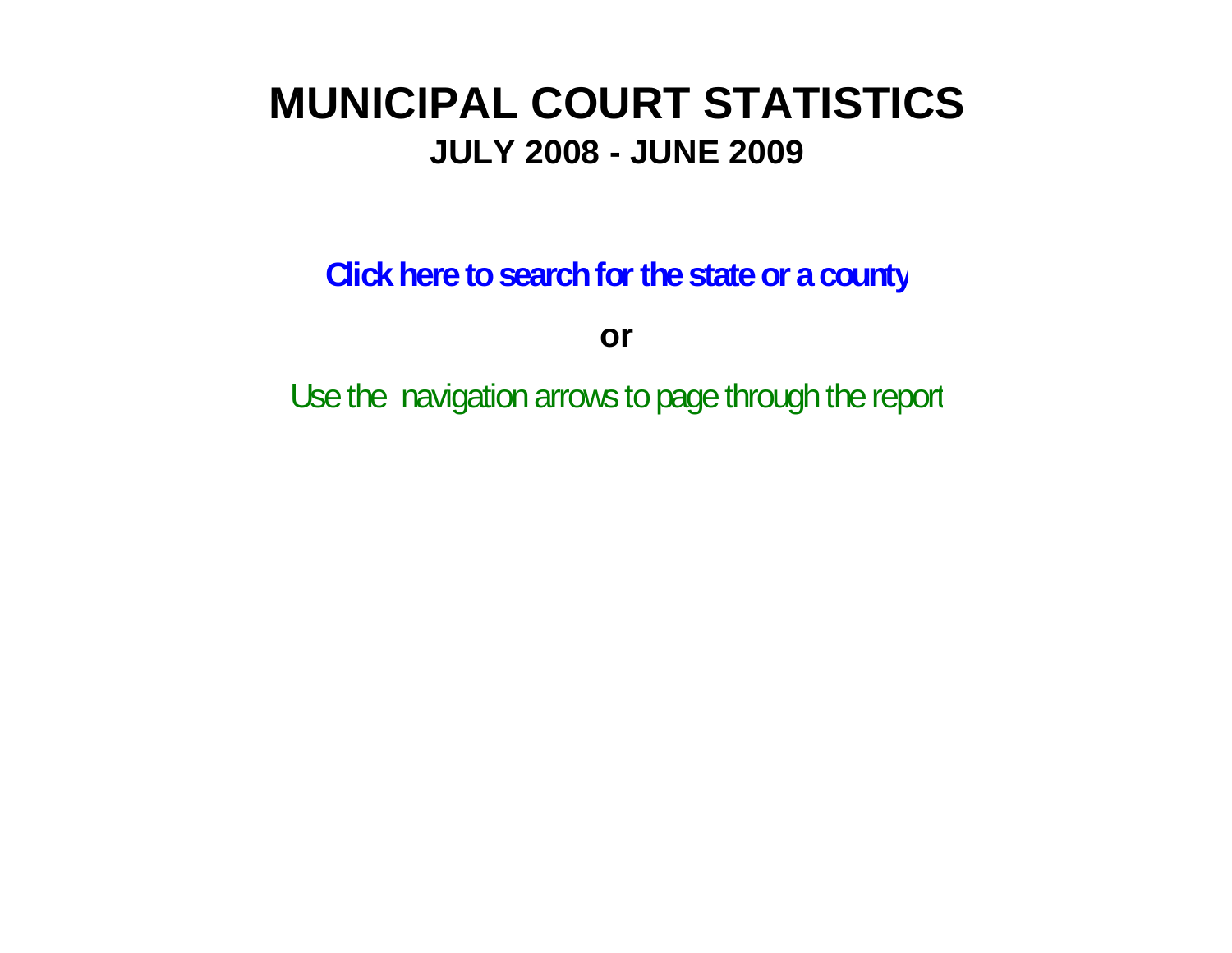# MUNICIPAL COURT STATISTICS

## JULY 2008 - JUNE 2009

**Click here to search for the state or a county**

**or**

Use the navigation arrows to page through the report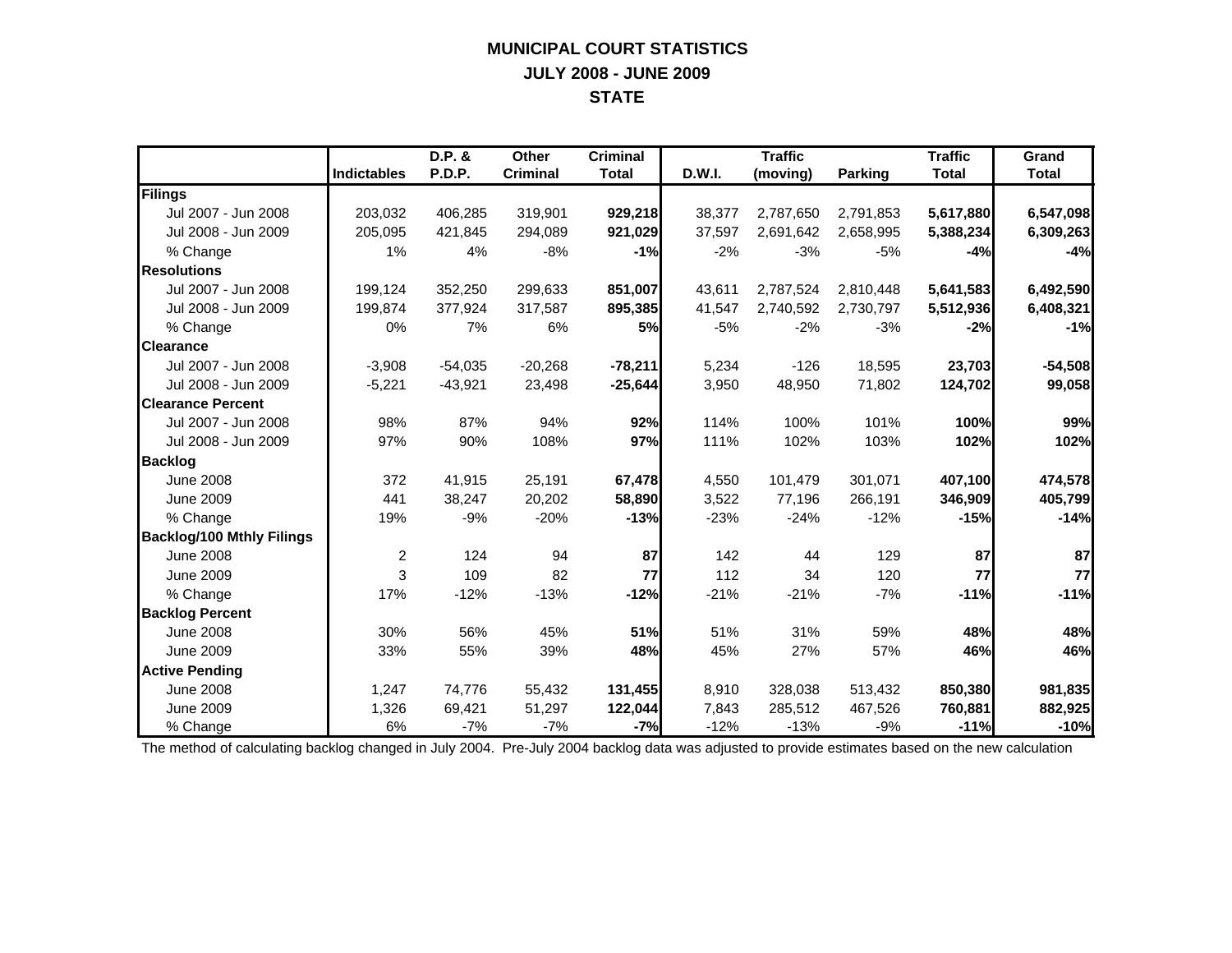# MUNICIPAL COURT STATISTICS

## JULY 2008 - JUNE 2009

## STATE

| | Indictables | D.P. & P.D.P. | Other Criminal | Criminal Total | D.W.I. | Traffic (moving) | Parking | Traffic Total | Grand Total |
|---|---|---|---|---|---|---|---|---|---|
| **Filings** | | | | | | | | | |
| Jul 2007 - Jun 2008 | 203,032 | 406,285 | 319,901 | **929,218** | 38,377 | 2,787,650 | 2,791,853 | **5,617,880** | **6,547,098** |
| Jul 2008 - Jun 2009 | 205,095 | 421,845 | 294,089 | **921,029** | 37,597 | 2,691,642 | 2,658,995 | **5,388,234** | **6,309,263** |
| % Change | 1% | 4% | -8% | **-1%** | -2% | -3% | -5% | **-4%** | **-4%** |
| **Resolutions** | | | | | | | | | |
| Jul 2007 - Jun 2008 | 199,124 | 352,250 | 299,633 | **851,007** | 43,611 | 2,787,524 | 2,810,448 | **5,641,583** | **6,492,590** |
| Jul 2008 - Jun 2009 | 199,874 | 377,924 | 317,587 | **895,385** | 41,547 | 2,740,592 | 2,730,797 | **5,512,936** | **6,408,321** |
| % Change | 0% | 7% | 6% | **5%** | -5% | -2% | -3% | **-2%** | **-1%** |
| **Clearance** | | | | | | | | | |
| Jul 2007 - Jun 2008 | -3,908 | -54,035 | -20,268 | **-78,211** | 5,234 | -126 | 18,595 | **23,703** | **-54,508** |
| Jul 2008 - Jun 2009 | -5,221 | -43,921 | 23,498 | **-25,644** | 3,950 | 48,950 | 71,802 | **124,702** | **99,058** |
| **Clearance Percent** | | | | | | | | | |
| Jul 2007 - Jun 2008 | 98% | 87% | 94% | **92%** | 114% | 100% | 101% | **100%** | **99%** |
| Jul 2008 - Jun 2009 | 97% | 90% | 108% | **97%** | 111% | 102% | 103% | **102%** | **102%** |
| **Backlog** | | | | | | | | | |
| June 2008 | 372 | 41,915 | 25,191 | **67,478** | 4,550 | 101,479 | 301,071 | **407,100** | **474,578** |
| June 2009 | 441 | 38,247 | 20,202 | **58,890** | 3,522 | 77,196 | 266,191 | **346,909** | **405,799** |
| % Change | 19% | -9% | -20% | **-13%** | -23% | -24% | -12% | **-15%** | **-14%** |
| **Backlog/100 Mthly Filings** | | | | | | | | | |
| June 2008 | 2 | 124 | 94 | **87** | 142 | 44 | 129 | **87** | **87** |
| June 2009 | 3 | 109 | 82 | **77** | 112 | 34 | 120 | **77** | **77** |
| % Change | 17% | -12% | -13% | **-12%** | -21% | -21% | -7% | **-11%** | **-11%** |
| **Backlog Percent** | | | | | | | | | |
| June 2008 | 30% | 56% | 45% | **51%** | 51% | 31% | 59% | **48%** | **48%** |
| June 2009 | 33% | 55% | 39% | **48%** | 45% | 27% | 57% | **46%** | **46%** |
| **Active Pending** | | | | | | | | | |
| June 2008 | 1,247 | 74,776 | 55,432 | **131,455** | 8,910 | 328,038 | 513,432 | **850,380** | **981,835** |
| June 2009 | 1,326 | 69,421 | 51,297 | **122,044** | 7,843 | 285,512 | 467,526 | **760,881** | **882,925** |
| % Change | 6% | -7% | -7% | **-7%** | -12% | -13% | -9% | **-11%** | **-10%** |

The method of calculating backlog changed in July 2004. Pre-July 2004 backlog data was adjusted to provide estimates based on the new calculation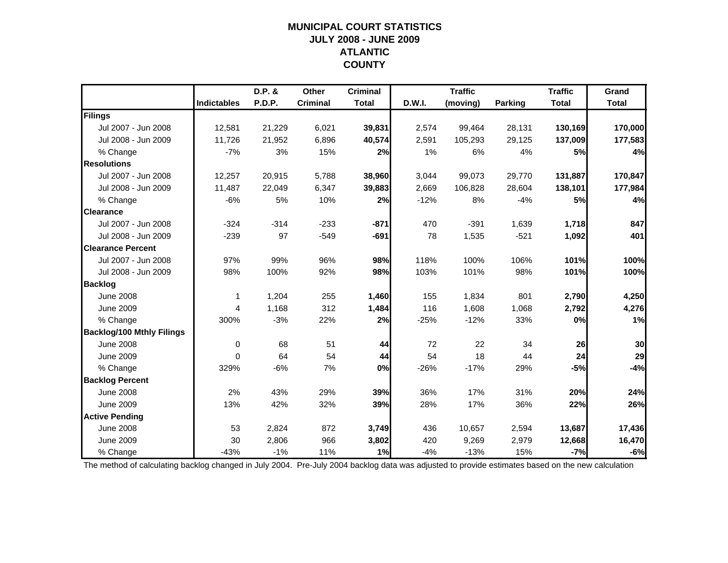# MUNICIPAL COURT STATISTICS
## JULY 2008 - JUNE 2009
## ATLANTIC COUNTY

| | Indictables | D.P. & P.D.P. | Other Criminal | Criminal Total | D.W.I. | Traffic (moving) | Parking | Traffic Total | Grand Total |
|---|---|---|---|---|---|---|---|---|---|
| **Filings** | | | | | | | | | |
| Jul 2007 - Jun 2008 | 12,581 | 21,229 | 6,021 | **39,831** | 2,574 | 99,464 | 28,131 | **130,169** | **170,000** |
| Jul 2008 - Jun 2009 | 11,726 | 21,952 | 6,896 | **40,574** | 2,591 | 105,293 | 29,125 | **137,009** | **177,583** |
| % Change | -7% | 3% | 15% | **2%** | 1% | 6% | 4% | **5%** | **4%** |
| **Resolutions** | | | | | | | | | |
| Jul 2007 - Jun 2008 | 12,257 | 20,915 | 5,788 | **38,960** | 3,044 | 99,073 | 29,770 | **131,887** | **170,847** |
| Jul 2008 - Jun 2009 | 11,487 | 22,049 | 6,347 | **39,883** | 2,669 | 106,828 | 28,604 | **138,101** | **177,984** |
| % Change | -6% | 5% | 10% | **2%** | -12% | 8% | -4% | **5%** | **4%** |
| **Clearance** | | | | | | | | | |
| Jul 2007 - Jun 2008 | -324 | -314 | -233 | **-871** | 470 | -391 | 1,639 | **1,718** | **847** |
| Jul 2008 - Jun 2009 | -239 | 97 | -549 | **-691** | 78 | 1,535 | -521 | **1,092** | **401** |
| **Clearance Percent** | | | | | | | | | |
| Jul 2007 - Jun 2008 | 97% | 99% | 96% | **98%** | 118% | 100% | 106% | **101%** | **100%** |
| Jul 2008 - Jun 2009 | 98% | 100% | 92% | **98%** | 103% | 101% | 98% | **101%** | **100%** |
| **Backlog** | | | | | | | | | |
| June 2008 | 1 | 1,204 | 255 | **1,460** | 155 | 1,834 | 801 | **2,790** | **4,250** |
| June 2009 | 4 | 1,168 | 312 | **1,484** | 116 | 1,608 | 1,068 | **2,792** | **4,276** |
| % Change | 300% | -3% | 22% | **2%** | -25% | -12% | 33% | **0%** | **1%** |
| **Backlog/100 Mthly Filings** | | | | | | | | | |
| June 2008 | 0 | 68 | 51 | **44** | 72 | 22 | 34 | **26** | **30** |
| June 2009 | 0 | 64 | 54 | **44** | 54 | 18 | 44 | **24** | **29** |
| % Change | 329% | -6% | 7% | **0%** | -26% | -17% | 29% | **-5%** | **-4%** |
| **Backlog Percent** | | | | | | | | | |
| June 2008 | 2% | 43% | 29% | **39%** | 36% | 17% | 31% | **20%** | **24%** |
| June 2009 | 13% | 42% | 32% | **39%** | 28% | 17% | 36% | **22%** | **26%** |
| **Active Pending** | | | | | | | | | |
| June 2008 | 53 | 2,824 | 872 | **3,749** | 436 | 10,657 | 2,594 | **13,687** | **17,436** |
| June 2009 | 30 | 2,806 | 966 | **3,802** | 420 | 9,269 | 2,979 | **12,668** | **16,470** |
| % Change | -43% | -1% | 11% | **1%** | -4% | -13% | 15% | **-7%** | **-6%** |

The method of calculating backlog changed in July 2004. Pre-July 2004 backlog data was adjusted to provide estimates based on the new calculation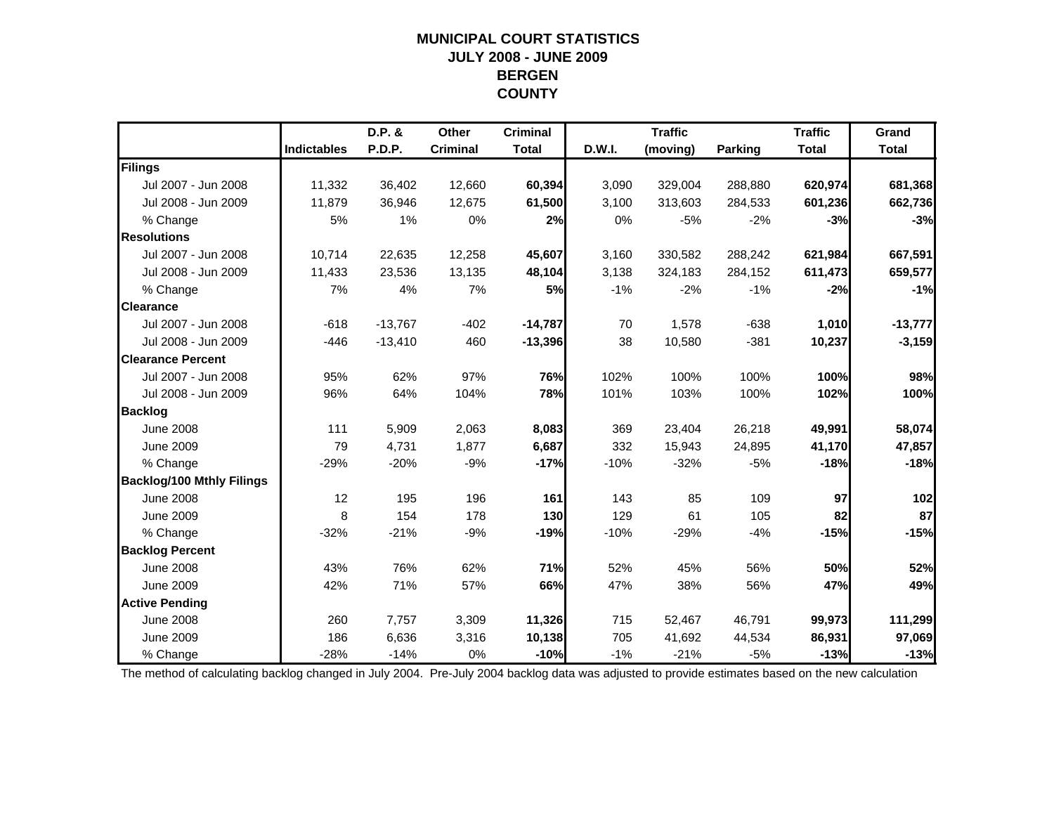# MUNICIPAL COURT STATISTICS
## JULY 2008 - JUNE 2009
## BERGEN COUNTY

| | Indictables | D.P. & P.D.P. | Other Criminal | Criminal Total | D.W.I. | Traffic (moving) | Parking | Traffic Total | Grand Total |
|---|---|---|---|---|---|---|---|---|---|
| **Filings** | | | | | | | | | |
| Jul 2007 - Jun 2008 | 11,332 | 36,402 | 12,660 | **60,394** | 3,090 | 329,004 | 288,880 | **620,974** | **681,368** |
| Jul 2008 - Jun 2009 | 11,879 | 36,946 | 12,675 | **61,500** | 3,100 | 313,603 | 284,533 | **601,236** | **662,736** |
| % Change | 5% | 1% | 0% | **2%** | 0% | -5% | -2% | **-3%** | **-3%** |
| **Resolutions** | | | | | | | | | |
| Jul 2007 - Jun 2008 | 10,714 | 22,635 | 12,258 | **45,607** | 3,160 | 330,582 | 288,242 | **621,984** | **667,591** |
| Jul 2008 - Jun 2009 | 11,433 | 23,536 | 13,135 | **48,104** | 3,138 | 324,183 | 284,152 | **611,473** | **659,577** |
| % Change | 7% | 4% | 7% | **5%** | -1% | -2% | -1% | **-2%** | **-1%** |
| **Clearance** | | | | | | | | | |
| Jul 2007 - Jun 2008 | -618 | -13,767 | -402 | **-14,787** | 70 | 1,578 | -638 | **1,010** | **-13,777** |
| Jul 2008 - Jun 2009 | -446 | -13,410 | 460 | **-13,396** | 38 | 10,580 | -381 | **10,237** | **-3,159** |
| **Clearance Percent** | | | | | | | | | |
| Jul 2007 - Jun 2008 | 95% | 62% | 97% | **76%** | 102% | 100% | 100% | **100%** | **98%** |
| Jul 2008 - Jun 2009 | 96% | 64% | 104% | **78%** | 101% | 103% | 100% | **102%** | **100%** |
| **Backlog** | | | | | | | | | |
| June 2008 | 111 | 5,909 | 2,063 | **8,083** | 369 | 23,404 | 26,218 | **49,991** | **58,074** |
| June 2009 | 79 | 4,731 | 1,877 | **6,687** | 332 | 15,943 | 24,895 | **41,170** | **47,857** |
| % Change | -29% | -20% | -9% | **-17%** | -10% | -32% | -5% | **-18%** | **-18%** |
| **Backlog/100 Mthly Filings** | | | | | | | | | |
| June 2008 | 12 | 195 | 196 | **161** | 143 | 85 | 109 | **97** | **102** |
| June 2009 | 8 | 154 | 178 | **130** | 129 | 61 | 105 | **82** | **87** |
| % Change | -32% | -21% | -9% | **-19%** | -10% | -29% | -4% | **-15%** | **-15%** |
| **Backlog Percent** | | | | | | | | | |
| June 2008 | 43% | 76% | 62% | **71%** | 52% | 45% | 56% | **50%** | **52%** |
| June 2009 | 42% | 71% | 57% | **66%** | 47% | 38% | 56% | **47%** | **49%** |
| **Active Pending** | | | | | | | | | |
| June 2008 | 260 | 7,757 | 3,309 | **11,326** | 715 | 52,467 | 46,791 | **99,973** | **111,299** |
| June 2009 | 186 | 6,636 | 3,316 | **10,138** | 705 | 41,692 | 44,534 | **86,931** | **97,069** |
| % Change | -28% | -14% | 0% | **-10%** | -1% | -21% | -5% | **-13%** | **-13%** |

The method of calculating backlog changed in July 2004. Pre-July 2004 backlog data was adjusted to provide estimates based on the new calculation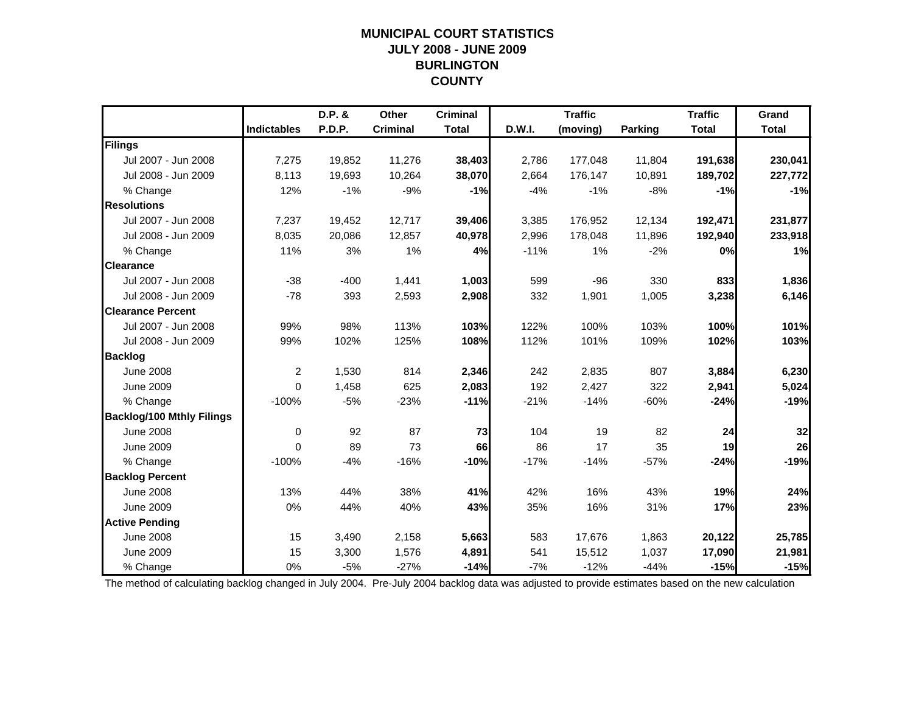# MUNICIPAL COURT STATISTICS
## JULY 2008 - JUNE 2009
## BURLINGTON
## COUNTY

| | Indictables | D.P. & P.D.P. | Other Criminal | Criminal Total | D.W.I. | Traffic (moving) | Parking | Traffic Total | Grand Total |
|---|---|---|---|---|---|---|---|---|---|
| **Filings** | | | | | | | | | |
| Jul 2007 - Jun 2008 | 7,275 | 19,852 | 11,276 | **38,403** | 2,786 | 177,048 | 11,804 | **191,638** | **230,041** |
| Jul 2008 - Jun 2009 | 8,113 | 19,693 | 10,264 | **38,070** | 2,664 | 176,147 | 10,891 | **189,702** | **227,772** |
| % Change | 12% | -1% | -9% | **-1%** | -4% | -1% | -8% | **-1%** | **-1%** |
| **Resolutions** | | | | | | | | | |
| Jul 2007 - Jun 2008 | 7,237 | 19,452 | 12,717 | **39,406** | 3,385 | 176,952 | 12,134 | **192,471** | **231,877** |
| Jul 2008 - Jun 2009 | 8,035 | 20,086 | 12,857 | **40,978** | 2,996 | 178,048 | 11,896 | **192,940** | **233,918** |
| % Change | 11% | 3% | 1% | **4%** | -11% | 1% | -2% | **0%** | **1%** |
| **Clearance** | | | | | | | | | |
| Jul 2007 - Jun 2008 | -38 | -400 | 1,441 | **1,003** | 599 | -96 | 330 | **833** | **1,836** |
| Jul 2008 - Jun 2009 | -78 | 393 | 2,593 | **2,908** | 332 | 1,901 | 1,005 | **3,238** | **6,146** |
| **Clearance Percent** | | | | | | | | | |
| Jul 2007 - Jun 2008 | 99% | 98% | 113% | **103%** | 122% | 100% | 103% | **100%** | **101%** |
| Jul 2008 - Jun 2009 | 99% | 102% | 125% | **108%** | 112% | 101% | 109% | **102%** | **103%** |
| **Backlog** | | | | | | | | | |
| June 2008 | 2 | 1,530 | 814 | **2,346** | 242 | 2,835 | 807 | **3,884** | **6,230** |
| June 2009 | 0 | 1,458 | 625 | **2,083** | 192 | 2,427 | 322 | **2,941** | **5,024** |
| % Change | -100% | -5% | -23% | **-11%** | -21% | -14% | -60% | **-24%** | **-19%** |
| **Backlog/100 Mthly Filings** | | | | | | | | | |
| June 2008 | 0 | 92 | 87 | **73** | 104 | 19 | 82 | **24** | **32** |
| June 2009 | 0 | 89 | 73 | **66** | 86 | 17 | 35 | **19** | **26** |
| % Change | -100% | -4% | -16% | **-10%** | -17% | -14% | -57% | **-24%** | **-19%** |
| **Backlog Percent** | | | | | | | | | |
| June 2008 | 13% | 44% | 38% | **41%** | 42% | 16% | 43% | **19%** | **24%** |
| June 2009 | 0% | 44% | 40% | **43%** | 35% | 16% | 31% | **17%** | **23%** |
| **Active Pending** | | | | | | | | | |
| June 2008 | 15 | 3,490 | 2,158 | **5,663** | 583 | 17,676 | 1,863 | **20,122** | **25,785** |
| June 2009 | 15 | 3,300 | 1,576 | **4,891** | 541 | 15,512 | 1,037 | **17,090** | **21,981** |
| % Change | 0% | -5% | -27% | **-14%** | -7% | -12% | -44% | **-15%** | **-15%** |

The method of calculating backlog changed in July 2004. Pre-July 2004 backlog data was adjusted to provide estimates based on the new calculation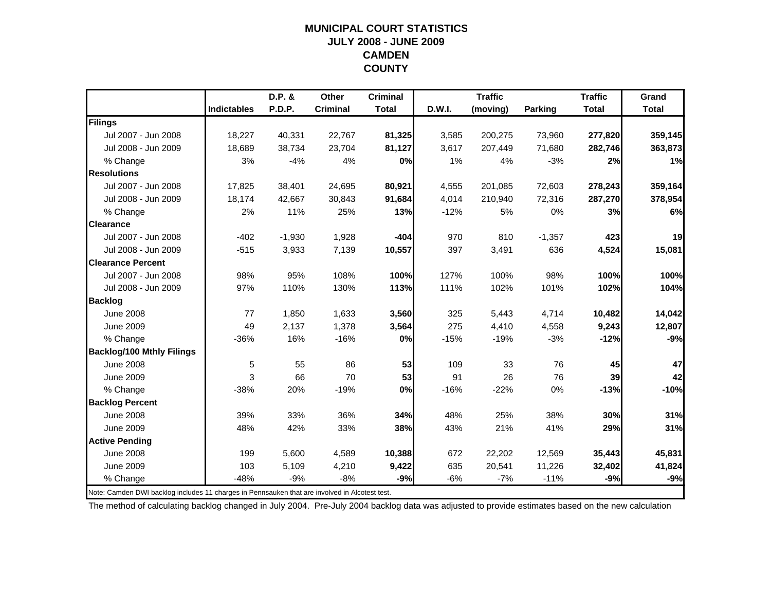# MUNICIPAL COURT STATISTICS
## JULY 2008 - JUNE 2009
## CAMDEN COUNTY

| | Indictables | D.P. & P.D.P. | Other Criminal | Criminal Total | D.W.I. | Traffic (moving) | Parking | Traffic Total | Grand Total |
|---|---|---|---|---|---|---|---|---|---|
| **Filings** | | | | | | | | | |
| Jul 2007 - Jun 2008 | 18,227 | 40,331 | 22,767 | **81,325** | 3,585 | 200,275 | 73,960 | **277,820** | **359,145** |
| Jul 2008 - Jun 2009 | 18,689 | 38,734 | 23,704 | **81,127** | 3,617 | 207,449 | 71,680 | **282,746** | **363,873** |
| % Change | 3% | -4% | 4% | **0%** | 1% | 4% | -3% | **2%** | **1%** |
| **Resolutions** | | | | | | | | | |
| Jul 2007 - Jun 2008 | 17,825 | 38,401 | 24,695 | **80,921** | 4,555 | 201,085 | 72,603 | **278,243** | **359,164** |
| Jul 2008 - Jun 2009 | 18,174 | 42,667 | 30,843 | **91,684** | 4,014 | 210,940 | 72,316 | **287,270** | **378,954** |
| % Change | 2% | 11% | 25% | **13%** | -12% | 5% | 0% | **3%** | **6%** |
| **Clearance** | | | | | | | | | |
| Jul 2007 - Jun 2008 | -402 | -1,930 | 1,928 | **-404** | 970 | 810 | -1,357 | **423** | **19** |
| Jul 2008 - Jun 2009 | -515 | 3,933 | 7,139 | **10,557** | 397 | 3,491 | 636 | **4,524** | **15,081** |
| **Clearance Percent** | | | | | | | | | |
| Jul 2007 - Jun 2008 | 98% | 95% | 108% | **100%** | 127% | 100% | 98% | **100%** | **100%** |
| Jul 2008 - Jun 2009 | 97% | 110% | 130% | **113%** | 111% | 102% | 101% | **102%** | **104%** |
| **Backlog** | | | | | | | | | |
| June 2008 | 77 | 1,850 | 1,633 | **3,560** | 325 | 5,443 | 4,714 | **10,482** | **14,042** |
| June 2009 | 49 | 2,137 | 1,378 | **3,564** | 275 | 4,410 | 4,558 | **9,243** | **12,807** |
| % Change | -36% | 16% | -16% | **0%** | -15% | -19% | -3% | **-12%** | **-9%** |
| **Backlog/100 Mthly Filings** | | | | | | | | | |
| June 2008 | 5 | 55 | 86 | **53** | 109 | 33 | 76 | **45** | **47** |
| June 2009 | 3 | 66 | 70 | **53** | 91 | 26 | 76 | **39** | **42** |
| % Change | -38% | 20% | -19% | **0%** | -16% | -22% | 0% | **-13%** | **-10%** |
| **Backlog Percent** | | | | | | | | | |
| June 2008 | 39% | 33% | 36% | **34%** | 48% | 25% | 38% | **30%** | **31%** |
| June 2009 | 48% | 42% | 33% | **38%** | 43% | 21% | 41% | **29%** | **31%** |
| **Active Pending** | | | | | | | | | |
| June 2008 | 199 | 5,600 | 4,589 | **10,388** | 672 | 22,202 | 12,569 | **35,443** | **45,831** |
| June 2009 | 103 | 5,109 | 4,210 | **9,422** | 635 | 20,541 | 11,226 | **32,402** | **41,824** |
| % Change | -48% | -9% | -8% | **-9%** | -6% | -7% | -11% | **-9%** | **-9%** |

Note: Camden DWI backlog includes 11 charges in Pennsauken that are involved in Alcotest test.

The method of calculating backlog changed in July 2004. Pre-July 2004 backlog data was adjusted to provide estimates based on the new calculation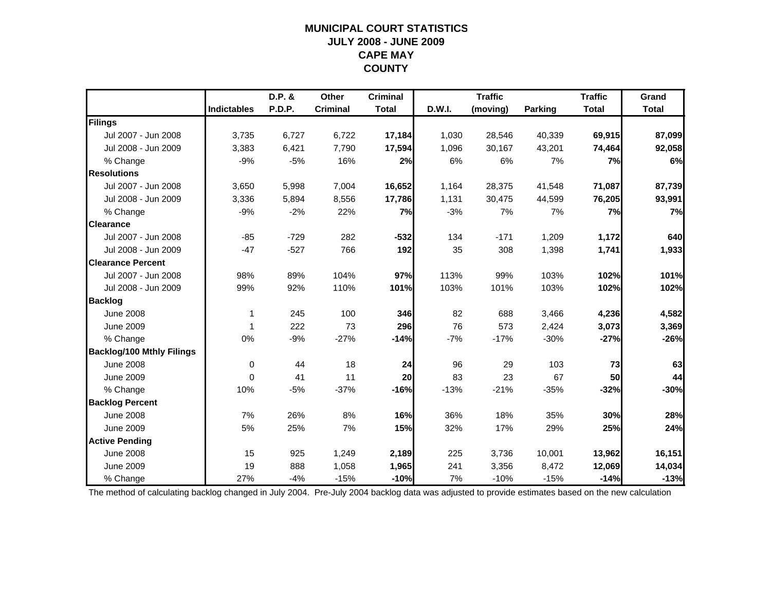# MUNICIPAL COURT STATISTICS
## JULY 2008 - JUNE 2009
## CAPE MAY
## COUNTY

| | Indictables | D.P. & P.D.P. | Other Criminal | Criminal Total | D.W.I. | Traffic (moving) | Parking | Traffic Total | Grand Total |
|---|---|---|---|---|---|---|---|---|---|
| **Filings** | | | | | | | | | |
| Jul 2007 - Jun 2008 | 3,735 | 6,727 | 6,722 | **17,184** | 1,030 | 28,546 | 40,339 | **69,915** | **87,099** |
| Jul 2008 - Jun 2009 | 3,383 | 6,421 | 7,790 | **17,594** | 1,096 | 30,167 | 43,201 | **74,464** | **92,058** |
| % Change | -9% | -5% | 16% | **2%** | 6% | 6% | 7% | **7%** | **6%** |
| **Resolutions** | | | | | | | | | |
| Jul 2007 - Jun 2008 | 3,650 | 5,998 | 7,004 | **16,652** | 1,164 | 28,375 | 41,548 | **71,087** | **87,739** |
| Jul 2008 - Jun 2009 | 3,336 | 5,894 | 8,556 | **17,786** | 1,131 | 30,475 | 44,599 | **76,205** | **93,991** |
| % Change | -9% | -2% | 22% | **7%** | -3% | 7% | 7% | **7%** | **7%** |
| **Clearance** | | | | | | | | | |
| Jul 2007 - Jun 2008 | -85 | -729 | 282 | **-532** | 134 | -171 | 1,209 | **1,172** | **640** |
| Jul 2008 - Jun 2009 | -47 | -527 | 766 | **192** | 35 | 308 | 1,398 | **1,741** | **1,933** |
| **Clearance Percent** | | | | | | | | | |
| Jul 2007 - Jun 2008 | 98% | 89% | 104% | **97%** | 113% | 99% | 103% | **102%** | **101%** |
| Jul 2008 - Jun 2009 | 99% | 92% | 110% | **101%** | 103% | 101% | 103% | **102%** | **102%** |
| **Backlog** | | | | | | | | | |
| June 2008 | 1 | 245 | 100 | **346** | 82 | 688 | 3,466 | **4,236** | **4,582** |
| June 2009 | 1 | 222 | 73 | **296** | 76 | 573 | 2,424 | **3,073** | **3,369** |
| % Change | 0% | -9% | -27% | **-14%** | -7% | -17% | -30% | **-27%** | **-26%** |
| **Backlog/100 Mthly Filings** | | | | | | | | | |
| June 2008 | 0 | 44 | 18 | **24** | 96 | 29 | 103 | **73** | **63** |
| June 2009 | 0 | 41 | 11 | **20** | 83 | 23 | 67 | **50** | **44** |
| % Change | 10% | -5% | -37% | **-16%** | -13% | -21% | -35% | **-32%** | **-30%** |
| **Backlog Percent** | | | | | | | | | |
| June 2008 | 7% | 26% | 8% | **16%** | 36% | 18% | 35% | **30%** | **28%** |
| June 2009 | 5% | 25% | 7% | **15%** | 32% | 17% | 29% | **25%** | **24%** |
| **Active Pending** | | | | | | | | | |
| June 2008 | 15 | 925 | 1,249 | **2,189** | 225 | 3,736 | 10,001 | **13,962** | **16,151** |
| June 2009 | 19 | 888 | 1,058 | **1,965** | 241 | 3,356 | 8,472 | **12,069** | **14,034** |
| % Change | 27% | -4% | -15% | **-10%** | 7% | -10% | -15% | **-14%** | **-13%** |

The method of calculating backlog changed in July 2004. Pre-July 2004 backlog data was adjusted to provide estimates based on the new calculation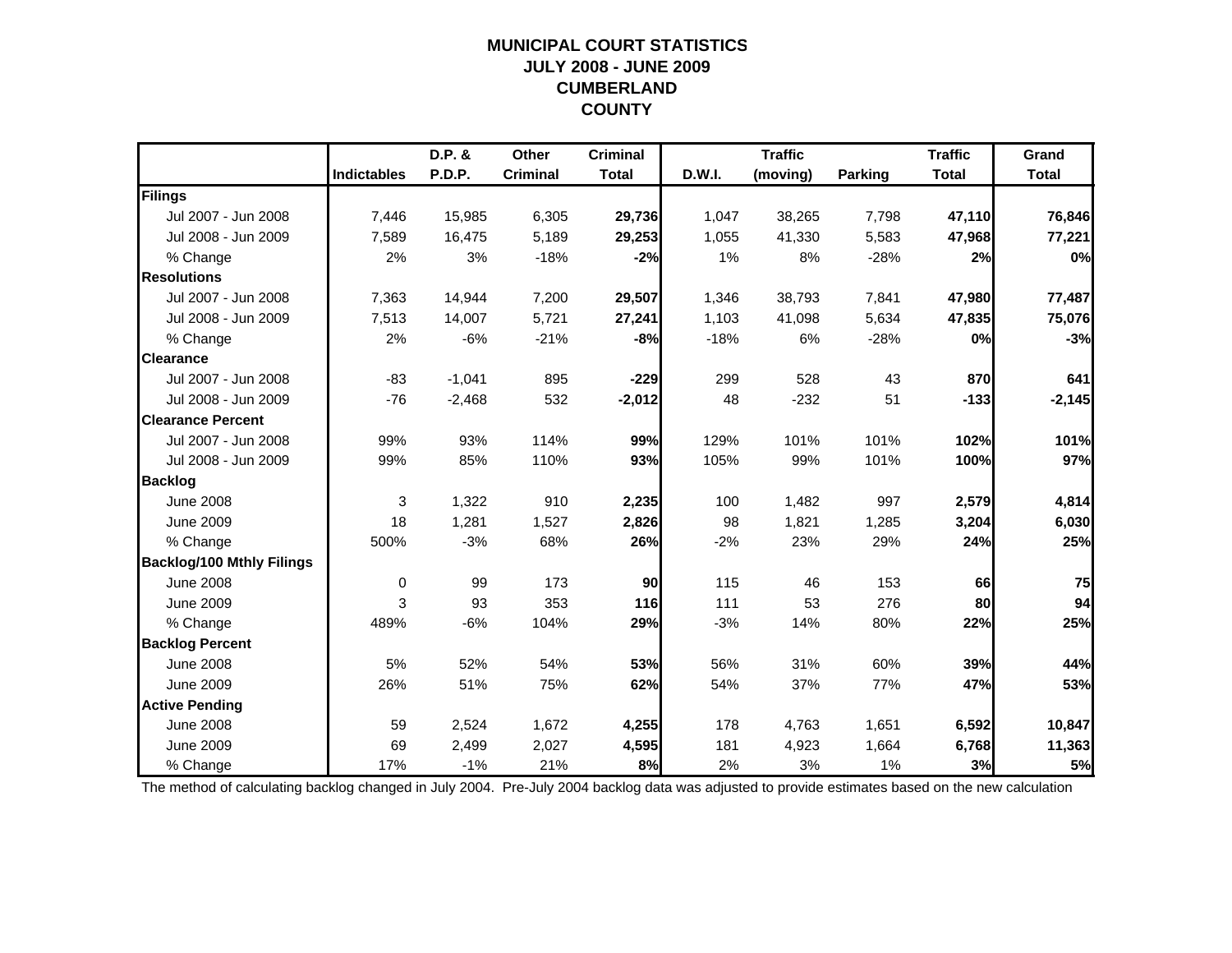# MUNICIPAL COURT STATISTICS
## JULY 2008 - JUNE 2009
## CUMBERLAND
## COUNTY

| | Indictables | D.P. & P.D.P. | Other Criminal | Criminal Total | D.W.I. | Traffic (moving) | Parking | Traffic Total | Grand Total |
|---|---|---|---|---|---|---|---|---|---|
| **Filings** | | | | | | | | | |
| Jul 2007 - Jun 2008 | 7,446 | 15,985 | 6,305 | **29,736** | 1,047 | 38,265 | 7,798 | **47,110** | **76,846** |
| Jul 2008 - Jun 2009 | 7,589 | 16,475 | 5,189 | **29,253** | 1,055 | 41,330 | 5,583 | **47,968** | **77,221** |
| % Change | 2% | 3% | -18% | **-2%** | 1% | 8% | -28% | **2%** | **0%** |
| **Resolutions** | | | | | | | | | |
| Jul 2007 - Jun 2008 | 7,363 | 14,944 | 7,200 | **29,507** | 1,346 | 38,793 | 7,841 | **47,980** | **77,487** |
| Jul 2008 - Jun 2009 | 7,513 | 14,007 | 5,721 | **27,241** | 1,103 | 41,098 | 5,634 | **47,835** | **75,076** |
| % Change | 2% | -6% | -21% | **-8%** | -18% | 6% | -28% | **0%** | **-3%** |
| **Clearance** | | | | | | | | | |
| Jul 2007 - Jun 2008 | -83 | -1,041 | 895 | **-229** | 299 | 528 | 43 | **870** | **641** |
| Jul 2008 - Jun 2009 | -76 | -2,468 | 532 | **-2,012** | 48 | -232 | 51 | **-133** | **-2,145** |
| **Clearance Percent** | | | | | | | | | |
| Jul 2007 - Jun 2008 | 99% | 93% | 114% | **99%** | 129% | 101% | 101% | **102%** | **101%** |
| Jul 2008 - Jun 2009 | 99% | 85% | 110% | **93%** | 105% | 99% | 101% | **100%** | **97%** |
| **Backlog** | | | | | | | | | |
| June 2008 | 3 | 1,322 | 910 | **2,235** | 100 | 1,482 | 997 | **2,579** | **4,814** |
| June 2009 | 18 | 1,281 | 1,527 | **2,826** | 98 | 1,821 | 1,285 | **3,204** | **6,030** |
| % Change | 500% | -3% | 68% | **26%** | -2% | 23% | 29% | **24%** | **25%** |
| **Backlog/100 Mthly Filings** | | | | | | | | | |
| June 2008 | 0 | 99 | 173 | **90** | 115 | 46 | 153 | **66** | **75** |
| June 2009 | 3 | 93 | 353 | **116** | 111 | 53 | 276 | **80** | **94** |
| % Change | 489% | -6% | 104% | **29%** | -3% | 14% | 80% | **22%** | **25%** |
| **Backlog Percent** | | | | | | | | | |
| June 2008 | 5% | 52% | 54% | **53%** | 56% | 31% | 60% | **39%** | **44%** |
| June 2009 | 26% | 51% | 75% | **62%** | 54% | 37% | 77% | **47%** | **53%** |
| **Active Pending** | | | | | | | | | |
| June 2008 | 59 | 2,524 | 1,672 | **4,255** | 178 | 4,763 | 1,651 | **6,592** | **10,847** |
| June 2009 | 69 | 2,499 | 2,027 | **4,595** | 181 | 4,923 | 1,664 | **6,768** | **11,363** |
| % Change | 17% | -1% | 21% | **8%** | 2% | 3% | 1% | **3%** | **5%** |

The method of calculating backlog changed in July 2004. Pre-July 2004 backlog data was adjusted to provide estimates based on the new calculation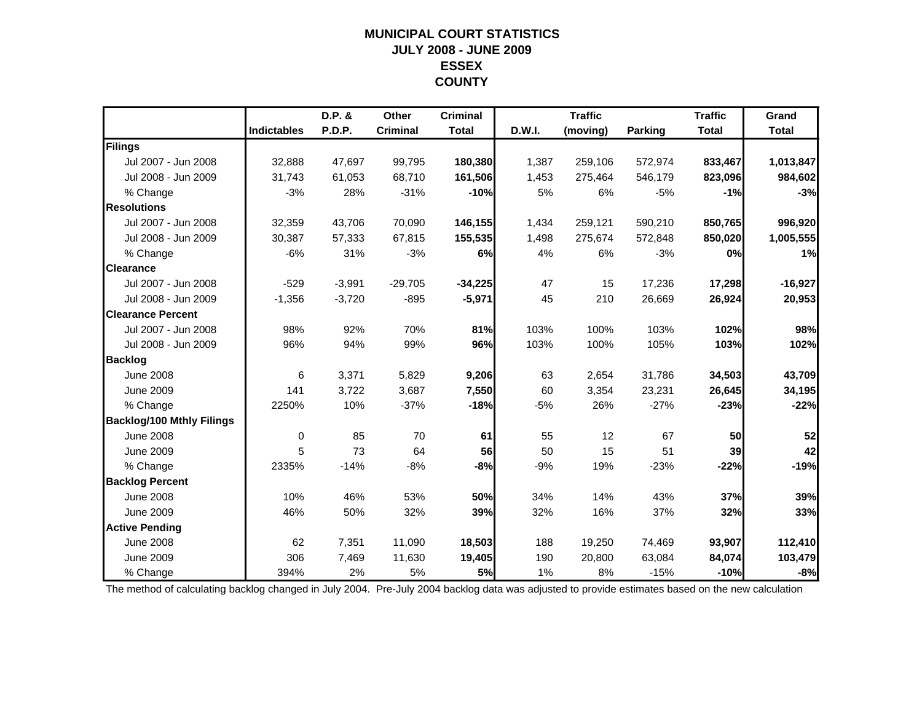# MUNICIPAL COURT STATISTICS
## JULY 2008 - JUNE 2009
## ESSEX
## COUNTY

| | Indictables | D.P. & P.D.P. | Other Criminal | Criminal Total | D.W.I. | Traffic (moving) | Parking | Traffic Total | Grand Total |
|---|---|---|---|---|---|---|---|---|---|
| **Filings** | | | | | | | | | |
| Jul 2007 - Jun 2008 | 32,888 | 47,697 | 99,795 | **180,380** | 1,387 | 259,106 | 572,974 | **833,467** | **1,013,847** |
| Jul 2008 - Jun 2009 | 31,743 | 61,053 | 68,710 | **161,506** | 1,453 | 275,464 | 546,179 | **823,096** | **984,602** |
| % Change | -3% | 28% | -31% | **-10%** | 5% | 6% | -5% | **-1%** | **-3%** |
| **Resolutions** | | | | | | | | | |
| Jul 2007 - Jun 2008 | 32,359 | 43,706 | 70,090 | **146,155** | 1,434 | 259,121 | 590,210 | **850,765** | **996,920** |
| Jul 2008 - Jun 2009 | 30,387 | 57,333 | 67,815 | **155,535** | 1,498 | 275,674 | 572,848 | **850,020** | **1,005,555** |
| % Change | -6% | 31% | -3% | **6%** | 4% | 6% | -3% | **0%** | **1%** |
| **Clearance** | | | | | | | | | |
| Jul 2007 - Jun 2008 | -529 | -3,991 | -29,705 | **-34,225** | 47 | 15 | 17,236 | **17,298** | **-16,927** |
| Jul 2008 - Jun 2009 | -1,356 | -3,720 | -895 | **-5,971** | 45 | 210 | 26,669 | **26,924** | **20,953** |
| **Clearance Percent** | | | | | | | | | |
| Jul 2007 - Jun 2008 | 98% | 92% | 70% | **81%** | 103% | 100% | 103% | **102%** | **98%** |
| Jul 2008 - Jun 2009 | 96% | 94% | 99% | **96%** | 103% | 100% | 105% | **103%** | **102%** |
| **Backlog** | | | | | | | | | |
| June 2008 | 6 | 3,371 | 5,829 | **9,206** | 63 | 2,654 | 31,786 | **34,503** | **43,709** |
| June 2009 | 141 | 3,722 | 3,687 | **7,550** | 60 | 3,354 | 23,231 | **26,645** | **34,195** |
| % Change | 2250% | 10% | -37% | **-18%** | -5% | 26% | -27% | **-23%** | **-22%** |
| **Backlog/100 Mthly Filings** | | | | | | | | | |
| June 2008 | 0 | 85 | 70 | **61** | 55 | 12 | 67 | **50** | **52** |
| June 2009 | 5 | 73 | 64 | **56** | 50 | 15 | 51 | **39** | **42** |
| % Change | 2335% | -14% | -8% | **-8%** | -9% | 19% | -23% | **-22%** | **-19%** |
| **Backlog Percent** | | | | | | | | | |
| June 2008 | 10% | 46% | 53% | **50%** | 34% | 14% | 43% | **37%** | **39%** |
| June 2009 | 46% | 50% | 32% | **39%** | 32% | 16% | 37% | **32%** | **33%** |
| **Active Pending** | | | | | | | | | |
| June 2008 | 62 | 7,351 | 11,090 | **18,503** | 188 | 19,250 | 74,469 | **93,907** | **112,410** |
| June 2009 | 306 | 7,469 | 11,630 | **19,405** | 190 | 20,800 | 63,084 | **84,074** | **103,479** |
| % Change | 394% | 2% | 5% | **5%** | 1% | 8% | -15% | **-10%** | **-8%** |

The method of calculating backlog changed in July 2004. Pre-July 2004 backlog data was adjusted to provide estimates based on the new calculation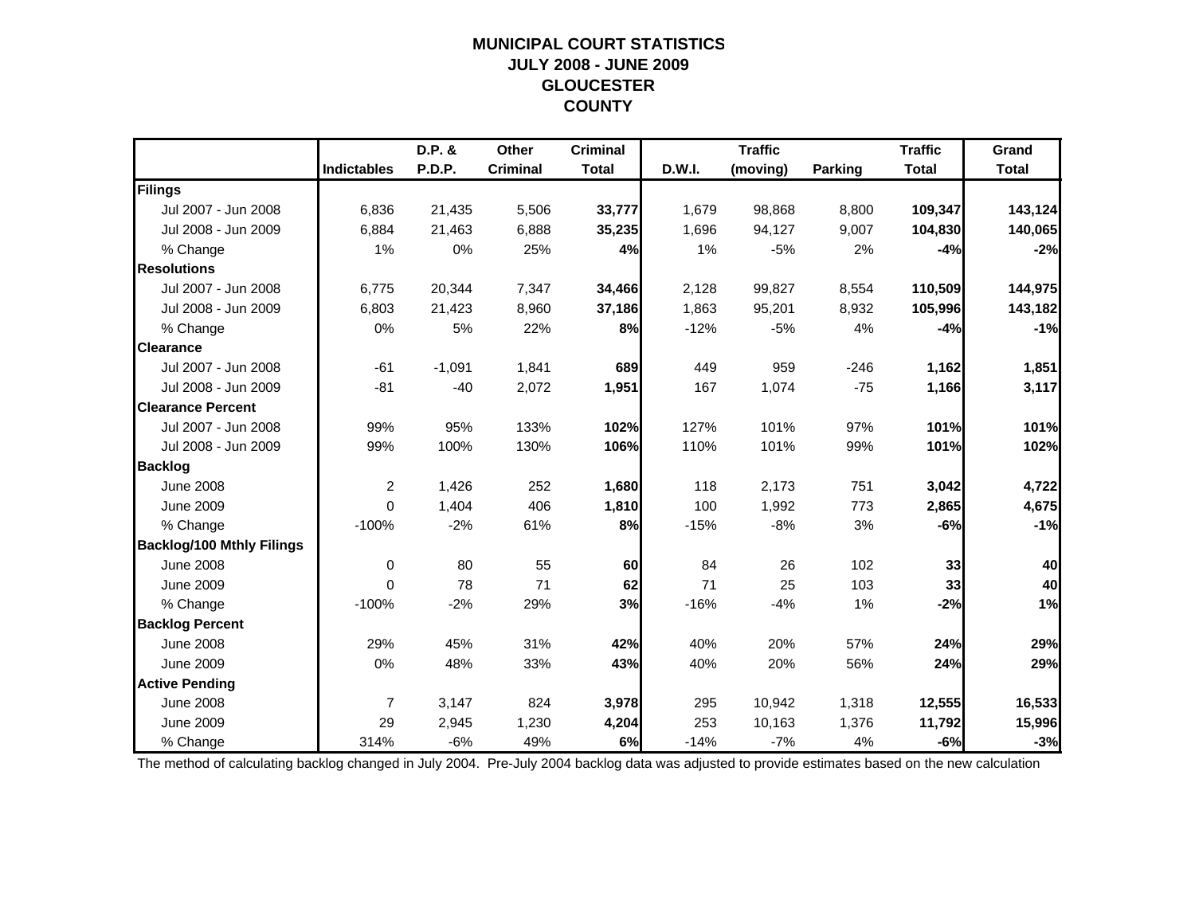# MUNICIPAL COURT STATISTICS
# JULY 2008 - JUNE 2009
# GLOUCESTER
# COUNTY

| | Indictables | D.P. & P.D.P. | Other Criminal | Criminal Total | D.W.I. | Traffic (moving) | Parking | Traffic Total | Grand Total |
|---|---|---|---|---|---|---|---|---|---|
| **Filings** | | | | | | | | | |
| Jul 2007 - Jun 2008 | 6,836 | 21,435 | 5,506 | **33,777** | 1,679 | 98,868 | 8,800 | **109,347** | **143,124** |
| Jul 2008 - Jun 2009 | 6,884 | 21,463 | 6,888 | **35,235** | 1,696 | 94,127 | 9,007 | **104,830** | **140,065** |
| % Change | 1% | 0% | 25% | **4%** | 1% | -5% | 2% | **-4%** | **-2%** |
| **Resolutions** | | | | | | | | | |
| Jul 2007 - Jun 2008 | 6,775 | 20,344 | 7,347 | **34,466** | 2,128 | 99,827 | 8,554 | **110,509** | **144,975** |
| Jul 2008 - Jun 2009 | 6,803 | 21,423 | 8,960 | **37,186** | 1,863 | 95,201 | 8,932 | **105,996** | **143,182** |
| % Change | 0% | 5% | 22% | **8%** | -12% | -5% | 4% | **-4%** | **-1%** |
| **Clearance** | | | | | | | | | |
| Jul 2007 - Jun 2008 | -61 | -1,091 | 1,841 | **689** | 449 | 959 | -246 | **1,162** | **1,851** |
| Jul 2008 - Jun 2009 | -81 | -40 | 2,072 | **1,951** | 167 | 1,074 | -75 | **1,166** | **3,117** |
| **Clearance Percent** | | | | | | | | | |
| Jul 2007 - Jun 2008 | 99% | 95% | 133% | **102%** | 127% | 101% | 97% | **101%** | **101%** |
| Jul 2008 - Jun 2009 | 99% | 100% | 130% | **106%** | 110% | 101% | 99% | **101%** | **102%** |
| **Backlog** | | | | | | | | | |
| June 2008 | 2 | 1,426 | 252 | **1,680** | 118 | 2,173 | 751 | **3,042** | **4,722** |
| June 2009 | 0 | 1,404 | 406 | **1,810** | 100 | 1,992 | 773 | **2,865** | **4,675** |
| % Change | -100% | -2% | 61% | **8%** | -15% | -8% | 3% | **-6%** | **-1%** |
| **Backlog/100 Mthly Filings** | | | | | | | | | |
| June 2008 | 0 | 80 | 55 | **60** | 84 | 26 | 102 | **33** | **40** |
| June 2009 | 0 | 78 | 71 | **62** | 71 | 25 | 103 | **33** | **40** |
| % Change | -100% | -2% | 29% | **3%** | -16% | -4% | 1% | **-2%** | **1%** |
| **Backlog Percent** | | | | | | | | | |
| June 2008 | 29% | 45% | 31% | **42%** | 40% | 20% | 57% | **24%** | **29%** |
| June 2009 | 0% | 48% | 33% | **43%** | 40% | 20% | 56% | **24%** | **29%** |
| **Active Pending** | | | | | | | | | |
| June 2008 | 7 | 3,147 | 824 | **3,978** | 295 | 10,942 | 1,318 | **12,555** | **16,533** |
| June 2009 | 29 | 2,945 | 1,230 | **4,204** | 253 | 10,163 | 1,376 | **11,792** | **15,996** |
| % Change | 314% | -6% | 49% | **6%** | -14% | -7% | 4% | **-6%** | **-3%** |

The method of calculating backlog changed in July 2004. Pre-July 2004 backlog data was adjusted to provide estimates based on the new calculation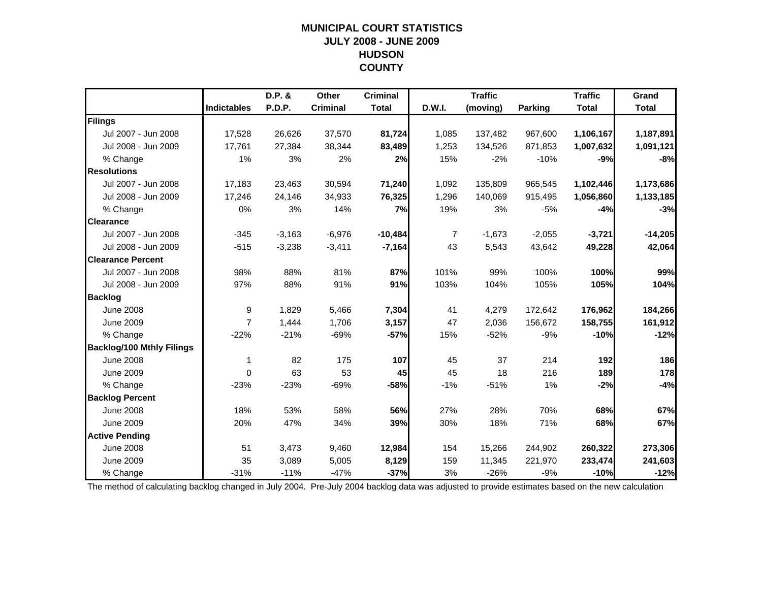# MUNICIPAL COURT STATISTICS
## JULY 2008 - JUNE 2009
## HUDSON COUNTY

| | Indictables | D.P. & P.D.P. | Other Criminal | Criminal Total | D.W.I. | Traffic (moving) | Parking | Traffic Total | Grand Total |
|---|---|---|---|---|---|---|---|---|---|
| **Filings** | | | | | | | | | |
| Jul 2007 - Jun 2008 | 17,528 | 26,626 | 37,570 | **81,724** | 1,085 | 137,482 | 967,600 | **1,106,167** | **1,187,891** |
| Jul 2008 - Jun 2009 | 17,761 | 27,384 | 38,344 | **83,489** | 1,253 | 134,526 | 871,853 | **1,007,632** | **1,091,121** |
| % Change | 1% | 3% | 2% | **2%** | 15% | -2% | -10% | **-9%** | **-8%** |
| **Resolutions** | | | | | | | | | |
| Jul 2007 - Jun 2008 | 17,183 | 23,463 | 30,594 | **71,240** | 1,092 | 135,809 | 965,545 | **1,102,446** | **1,173,686** |
| Jul 2008 - Jun 2009 | 17,246 | 24,146 | 34,933 | **76,325** | 1,296 | 140,069 | 915,495 | **1,056,860** | **1,133,185** |
| % Change | 0% | 3% | 14% | **7%** | 19% | 3% | -5% | **-4%** | **-3%** |
| **Clearance** | | | | | | | | | |
| Jul 2007 - Jun 2008 | -345 | -3,163 | -6,976 | **-10,484** | 7 | -1,673 | -2,055 | **-3,721** | **-14,205** |
| Jul 2008 - Jun 2009 | -515 | -3,238 | -3,411 | **-7,164** | 43 | 5,543 | 43,642 | **49,228** | **42,064** |
| **Clearance Percent** | | | | | | | | | |
| Jul 2007 - Jun 2008 | 98% | 88% | 81% | **87%** | 101% | 99% | 100% | **100%** | **99%** |
| Jul 2008 - Jun 2009 | 97% | 88% | 91% | **91%** | 103% | 104% | 105% | **105%** | **104%** |
| **Backlog** | | | | | | | | | |
| June 2008 | 9 | 1,829 | 5,466 | **7,304** | 41 | 4,279 | 172,642 | **176,962** | **184,266** |
| June 2009 | 7 | 1,444 | 1,706 | **3,157** | 47 | 2,036 | 156,672 | **158,755** | **161,912** |
| % Change | -22% | -21% | -69% | **-57%** | 15% | -52% | -9% | **-10%** | **-12%** |
| **Backlog/100 Mthly Filings** | | | | | | | | | |
| June 2008 | 1 | 82 | 175 | **107** | 45 | 37 | 214 | **192** | **186** |
| June 2009 | 0 | 63 | 53 | **45** | 45 | 18 | 216 | **189** | **178** |
| % Change | -23% | -23% | -69% | **-58%** | -1% | -51% | 1% | **-2%** | **-4%** |
| **Backlog Percent** | | | | | | | | | |
| June 2008 | 18% | 53% | 58% | **56%** | 27% | 28% | 70% | **68%** | **67%** |
| June 2009 | 20% | 47% | 34% | **39%** | 30% | 18% | 71% | **68%** | **67%** |
| **Active Pending** | | | | | | | | | |
| June 2008 | 51 | 3,473 | 9,460 | **12,984** | 154 | 15,266 | 244,902 | **260,322** | **273,306** |
| June 2009 | 35 | 3,089 | 5,005 | **8,129** | 159 | 11,345 | 221,970 | **233,474** | **241,603** |
| % Change | -31% | -11% | -47% | **-37%** | 3% | -26% | -9% | **-10%** | **-12%** |

The method of calculating backlog changed in July 2004. Pre-July 2004 backlog data was adjusted to provide estimates based on the new calculation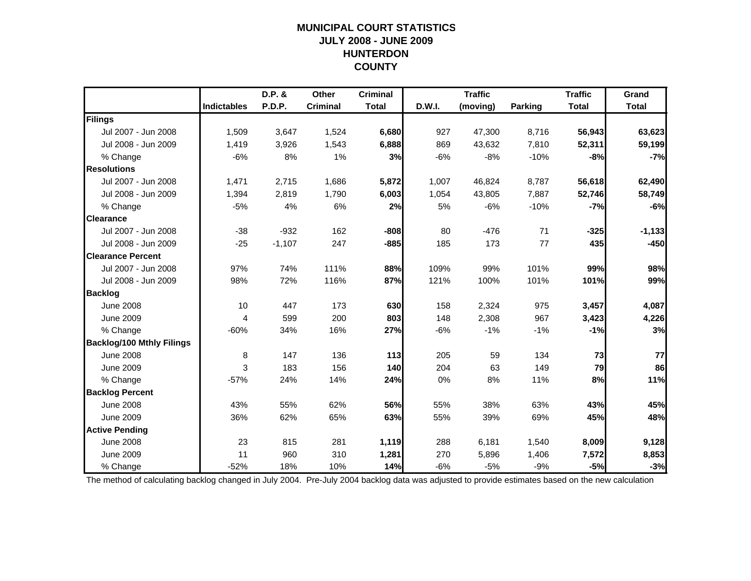# MUNICIPAL COURT STATISTICS
## JULY 2008 - JUNE 2009
## HUNTERDON
## COUNTY

| | Indictables | D.P. & P.D.P. | Other Criminal | Criminal Total | D.W.I. | Traffic (moving) | Parking | Traffic Total | Grand Total |
|---|---|---|---|---|---|---|---|---|---|
| **Filings** | | | | | | | | | |
| Jul 2007 - Jun 2008 | 1,509 | 3,647 | 1,524 | **6,680** | 927 | 47,300 | 8,716 | **56,943** | **63,623** |
| Jul 2008 - Jun 2009 | 1,419 | 3,926 | 1,543 | **6,888** | 869 | 43,632 | 7,810 | **52,311** | **59,199** |
| % Change | -6% | 8% | 1% | **3%** | -6% | -8% | -10% | **-8%** | **-7%** |
| **Resolutions** | | | | | | | | | |
| Jul 2007 - Jun 2008 | 1,471 | 2,715 | 1,686 | **5,872** | 1,007 | 46,824 | 8,787 | **56,618** | **62,490** |
| Jul 2008 - Jun 2009 | 1,394 | 2,819 | 1,790 | **6,003** | 1,054 | 43,805 | 7,887 | **52,746** | **58,749** |
| % Change | -5% | 4% | 6% | **2%** | 5% | -6% | -10% | **-7%** | **-6%** |
| **Clearance** | | | | | | | | | |
| Jul 2007 - Jun 2008 | -38 | -932 | 162 | **-808** | 80 | -476 | 71 | **-325** | **-1,133** |
| Jul 2008 - Jun 2009 | -25 | -1,107 | 247 | **-885** | 185 | 173 | 77 | **435** | **-450** |
| **Clearance Percent** | | | | | | | | | |
| Jul 2007 - Jun 2008 | 97% | 74% | 111% | **88%** | 109% | 99% | 101% | **99%** | **98%** |
| Jul 2008 - Jun 2009 | 98% | 72% | 116% | **87%** | 121% | 100% | 101% | **101%** | **99%** |
| **Backlog** | | | | | | | | | |
| June 2008 | 10 | 447 | 173 | **630** | 158 | 2,324 | 975 | **3,457** | **4,087** |
| June 2009 | 4 | 599 | 200 | **803** | 148 | 2,308 | 967 | **3,423** | **4,226** |
| % Change | -60% | 34% | 16% | **27%** | -6% | -1% | -1% | **-1%** | **3%** |
| **Backlog/100 Mthly Filings** | | | | | | | | | |
| June 2008 | 8 | 147 | 136 | **113** | 205 | 59 | 134 | **73** | **77** |
| June 2009 | 3 | 183 | 156 | **140** | 204 | 63 | 149 | **79** | **86** |
| % Change | -57% | 24% | 14% | **24%** | 0% | 8% | 11% | **8%** | **11%** |
| **Backlog Percent** | | | | | | | | | |
| June 2008 | 43% | 55% | 62% | **56%** | 55% | 38% | 63% | **43%** | **45%** |
| June 2009 | 36% | 62% | 65% | **63%** | 55% | 39% | 69% | **45%** | **48%** |
| **Active Pending** | | | | | | | | | |
| June 2008 | 23 | 815 | 281 | **1,119** | 288 | 6,181 | 1,540 | **8,009** | **9,128** |
| June 2009 | 11 | 960 | 310 | **1,281** | 270 | 5,896 | 1,406 | **7,572** | **8,853** |
| % Change | -52% | 18% | 10% | **14%** | -6% | -5% | -9% | **-5%** | **-3%** |

The method of calculating backlog changed in July 2004. Pre-July 2004 backlog data was adjusted to provide estimates based on the new calculation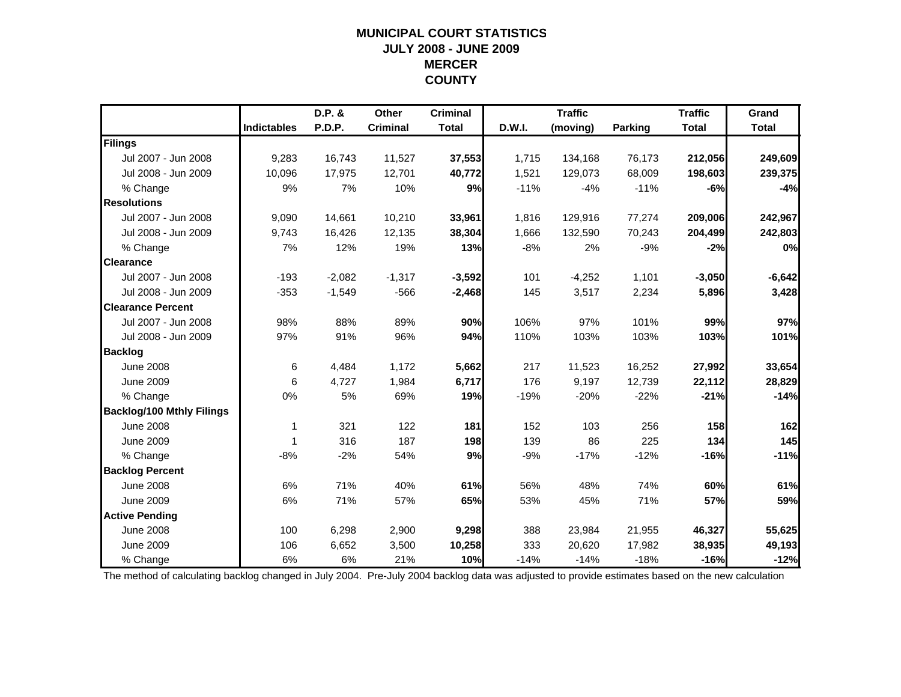# MUNICIPAL COURT STATISTICS
## JULY 2008 - JUNE 2009
## MERCER COUNTY

| | Indictables | D.P. & P.D.P. | Other Criminal | Criminal Total | D.W.I. | Traffic (moving) | Parking | Traffic Total | Grand Total |
|---|---|---|---|---|---|---|---|---|---|
| **Filings** | | | | | | | | | |
| Jul 2007 - Jun 2008 | 9,283 | 16,743 | 11,527 | **37,553** | 1,715 | 134,168 | 76,173 | **212,056** | **249,609** |
| Jul 2008 - Jun 2009 | 10,096 | 17,975 | 12,701 | **40,772** | 1,521 | 129,073 | 68,009 | **198,603** | **239,375** |
| % Change | 9% | 7% | 10% | **9%** | -11% | -4% | -11% | **-6%** | **-4%** |
| **Resolutions** | | | | | | | | | |
| Jul 2007 - Jun 2008 | 9,090 | 14,661 | 10,210 | **33,961** | 1,816 | 129,916 | 77,274 | **209,006** | **242,967** |
| Jul 2008 - Jun 2009 | 9,743 | 16,426 | 12,135 | **38,304** | 1,666 | 132,590 | 70,243 | **204,499** | **242,803** |
| % Change | 7% | 12% | 19% | **13%** | -8% | 2% | -9% | **-2%** | **0%** |
| **Clearance** | | | | | | | | | |
| Jul 2007 - Jun 2008 | -193 | -2,082 | -1,317 | **-3,592** | 101 | -4,252 | 1,101 | **-3,050** | **-6,642** |
| Jul 2008 - Jun 2009 | -353 | -1,549 | -566 | **-2,468** | 145 | 3,517 | 2,234 | **5,896** | **3,428** |
| **Clearance Percent** | | | | | | | | | |
| Jul 2007 - Jun 2008 | 98% | 88% | 89% | **90%** | 106% | 97% | 101% | **99%** | **97%** |
| Jul 2008 - Jun 2009 | 97% | 91% | 96% | **94%** | 110% | 103% | 103% | **103%** | **101%** |
| **Backlog** | | | | | | | | | |
| June 2008 | 6 | 4,484 | 1,172 | **5,662** | 217 | 11,523 | 16,252 | **27,992** | **33,654** |
| June 2009 | 6 | 4,727 | 1,984 | **6,717** | 176 | 9,197 | 12,739 | **22,112** | **28,829** |
| % Change | 0% | 5% | 69% | **19%** | -19% | -20% | -22% | **-21%** | **-14%** |
| **Backlog/100 Mthly Filings** | | | | | | | | | |
| June 2008 | 1 | 321 | 122 | **181** | 152 | 103 | 256 | **158** | **162** |
| June 2009 | 1 | 316 | 187 | **198** | 139 | 86 | 225 | **134** | **145** |
| % Change | -8% | -2% | 54% | **9%** | -9% | -17% | -12% | **-16%** | **-11%** |
| **Backlog Percent** | | | | | | | | | |
| June 2008 | 6% | 71% | 40% | **61%** | 56% | 48% | 74% | **60%** | **61%** |
| June 2009 | 6% | 71% | 57% | **65%** | 53% | 45% | 71% | **57%** | **59%** |
| **Active Pending** | | | | | | | | | |
| June 2008 | 100 | 6,298 | 2,900 | **9,298** | 388 | 23,984 | 21,955 | **46,327** | **55,625** |
| June 2009 | 106 | 6,652 | 3,500 | **10,258** | 333 | 20,620 | 17,982 | **38,935** | **49,193** |
| % Change | 6% | 6% | 21% | **10%** | -14% | -14% | -18% | **-16%** | **-12%** |

The method of calculating backlog changed in July 2004. Pre-July 2004 backlog data was adjusted to provide estimates based on the new calculation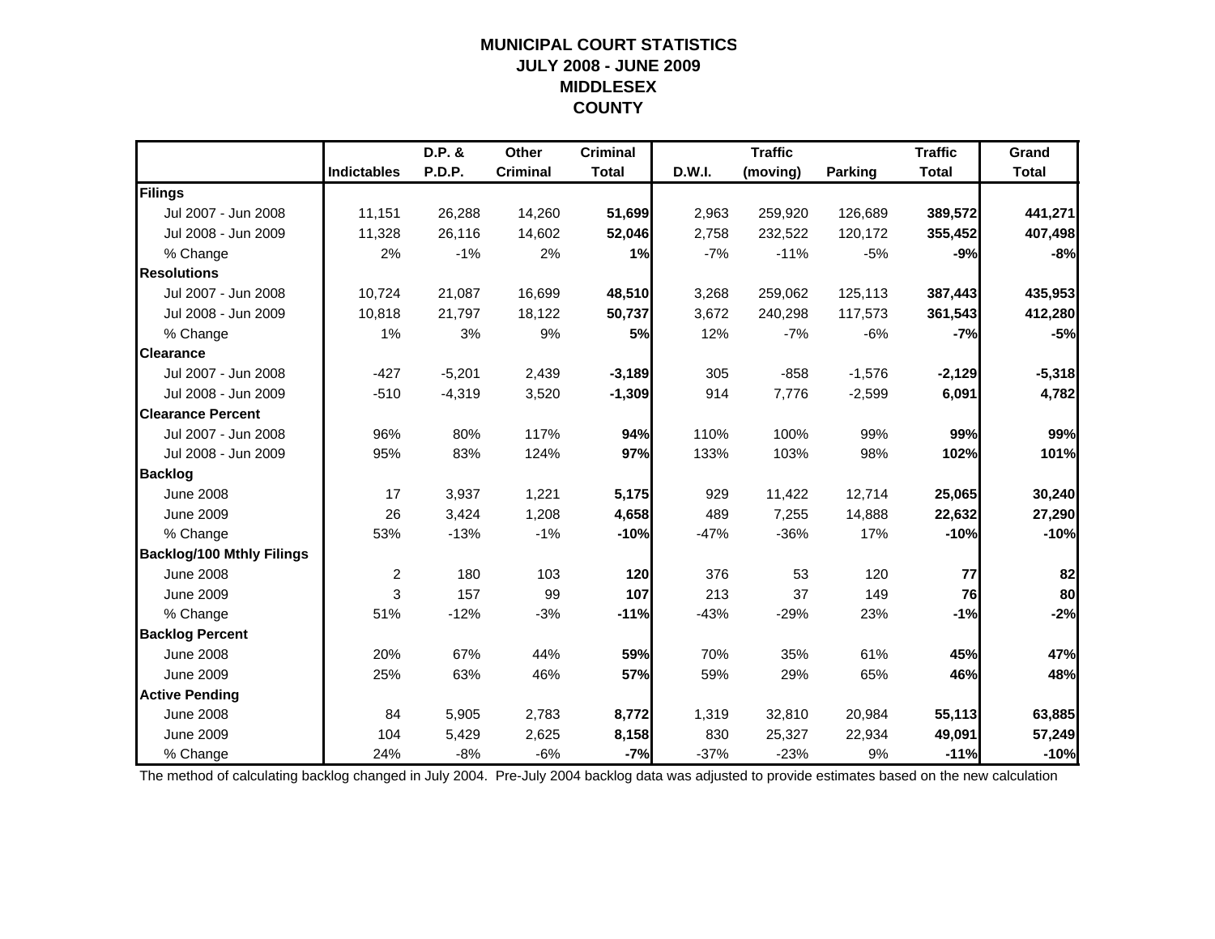# MUNICIPAL COURT STATISTICS
## JULY 2008 - JUNE 2009
## MIDDLESEX
## COUNTY

| | Indictables | D.P. & P.D.P. | Other Criminal | Criminal Total | D.W.I. | Traffic (moving) | Parking | Traffic Total | Grand Total |
|---|---|---|---|---|---|---|---|---|---|
| **Filings** | | | | | | | | | |
| Jul 2007 - Jun 2008 | 11,151 | 26,288 | 14,260 | **51,699** | 2,963 | 259,920 | 126,689 | **389,572** | **441,271** |
| Jul 2008 - Jun 2009 | 11,328 | 26,116 | 14,602 | **52,046** | 2,758 | 232,522 | 120,172 | **355,452** | **407,498** |
| % Change | 2% | -1% | 2% | **1%** | -7% | -11% | -5% | **-9%** | **-8%** |
| **Resolutions** | | | | | | | | | |
| Jul 2007 - Jun 2008 | 10,724 | 21,087 | 16,699 | **48,510** | 3,268 | 259,062 | 125,113 | **387,443** | **435,953** |
| Jul 2008 - Jun 2009 | 10,818 | 21,797 | 18,122 | **50,737** | 3,672 | 240,298 | 117,573 | **361,543** | **412,280** |
| % Change | 1% | 3% | 9% | **5%** | 12% | -7% | -6% | **-7%** | **-5%** |
| **Clearance** | | | | | | | | | |
| Jul 2007 - Jun 2008 | -427 | -5,201 | 2,439 | **-3,189** | 305 | -858 | -1,576 | **-2,129** | **-5,318** |
| Jul 2008 - Jun 2009 | -510 | -4,319 | 3,520 | **-1,309** | 914 | 7,776 | -2,599 | **6,091** | **4,782** |
| **Clearance Percent** | | | | | | | | | |
| Jul 2007 - Jun 2008 | 96% | 80% | 117% | **94%** | 110% | 100% | 99% | **99%** | **99%** |
| Jul 2008 - Jun 2009 | 95% | 83% | 124% | **97%** | 133% | 103% | 98% | **102%** | **101%** |
| **Backlog** | | | | | | | | | |
| June 2008 | 17 | 3,937 | 1,221 | **5,175** | 929 | 11,422 | 12,714 | **25,065** | **30,240** |
| June 2009 | 26 | 3,424 | 1,208 | **4,658** | 489 | 7,255 | 14,888 | **22,632** | **27,290** |
| % Change | 53% | -13% | -1% | **-10%** | -47% | -36% | 17% | **-10%** | **-10%** |
| **Backlog/100 Mthly Filings** | | | | | | | | | |
| June 2008 | 2 | 180 | 103 | **120** | 376 | 53 | 120 | **77** | **82** |
| June 2009 | 3 | 157 | 99 | **107** | 213 | 37 | 149 | **76** | **80** |
| % Change | 51% | -12% | -3% | **-11%** | -43% | -29% | 23% | **-1%** | **-2%** |
| **Backlog Percent** | | | | | | | | | |
| June 2008 | 20% | 67% | 44% | **59%** | 70% | 35% | 61% | **45%** | **47%** |
| June 2009 | 25% | 63% | 46% | **57%** | 59% | 29% | 65% | **46%** | **48%** |
| **Active Pending** | | | | | | | | | |
| June 2008 | 84 | 5,905 | 2,783 | **8,772** | 1,319 | 32,810 | 20,984 | **55,113** | **63,885** |
| June 2009 | 104 | 5,429 | 2,625 | **8,158** | 830 | 25,327 | 22,934 | **49,091** | **57,249** |
| % Change | 24% | -8% | -6% | **-7%** | -37% | -23% | 9% | **-11%** | **-10%** |

The method of calculating backlog changed in July 2004. Pre-July 2004 backlog data was adjusted to provide estimates based on the new calculation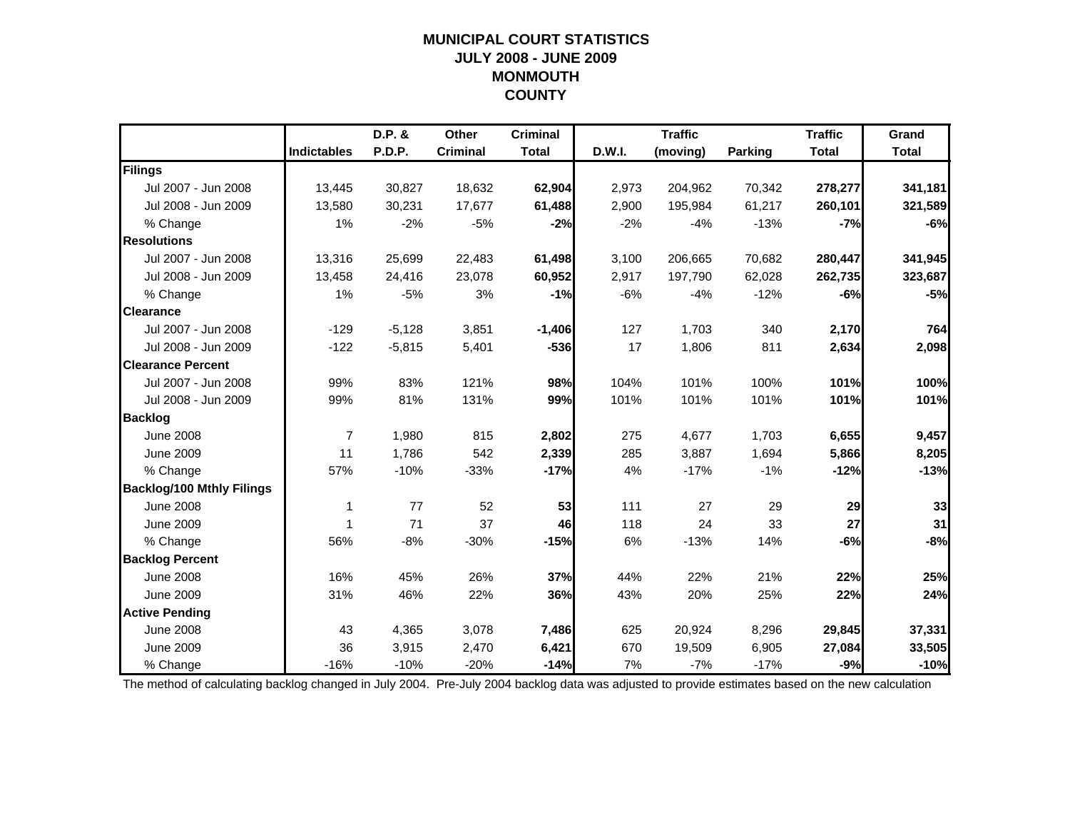# MUNICIPAL COURT STATISTICS
## JULY 2008 - JUNE 2009
## MONMOUTH COUNTY

| | Indictables | D.P. & P.D.P. | Other Criminal | Criminal Total | D.W.I. | Traffic (moving) | Parking | Traffic Total | Grand Total |
|---|---|---|---|---|---|---|---|---|---|
| **Filings** | | | | | | | | | |
| Jul 2007 - Jun 2008 | 13,445 | 30,827 | 18,632 | **62,904** | 2,973 | 204,962 | 70,342 | **278,277** | **341,181** |
| Jul 2008 - Jun 2009 | 13,580 | 30,231 | 17,677 | **61,488** | 2,900 | 195,984 | 61,217 | **260,101** | **321,589** |
| % Change | 1% | -2% | -5% | **-2%** | -2% | -4% | -13% | **-7%** | **-6%** |
| **Resolutions** | | | | | | | | | |
| Jul 2007 - Jun 2008 | 13,316 | 25,699 | 22,483 | **61,498** | 3,100 | 206,665 | 70,682 | **280,447** | **341,945** |
| Jul 2008 - Jun 2009 | 13,458 | 24,416 | 23,078 | **60,952** | 2,917 | 197,790 | 62,028 | **262,735** | **323,687** |
| % Change | 1% | -5% | 3% | **-1%** | -6% | -4% | -12% | **-6%** | **-5%** |
| **Clearance** | | | | | | | | | |
| Jul 2007 - Jun 2008 | -129 | -5,128 | 3,851 | **-1,406** | 127 | 1,703 | 340 | **2,170** | **764** |
| Jul 2008 - Jun 2009 | -122 | -5,815 | 5,401 | **-536** | 17 | 1,806 | 811 | **2,634** | **2,098** |
| **Clearance Percent** | | | | | | | | | |
| Jul 2007 - Jun 2008 | 99% | 83% | 121% | **98%** | 104% | 101% | 100% | **101%** | **100%** |
| Jul 2008 - Jun 2009 | 99% | 81% | 131% | **99%** | 101% | 101% | 101% | **101%** | **101%** |
| **Backlog** | | | | | | | | | |
| June 2008 | 7 | 1,980 | 815 | **2,802** | 275 | 4,677 | 1,703 | **6,655** | **9,457** |
| June 2009 | 11 | 1,786 | 542 | **2,339** | 285 | 3,887 | 1,694 | **5,866** | **8,205** |
| % Change | 57% | -10% | -33% | **-17%** | 4% | -17% | -1% | **-12%** | **-13%** |
| **Backlog/100 Mthly Filings** | | | | | | | | | |
| June 2008 | 1 | 77 | 52 | **53** | 111 | 27 | 29 | **29** | **33** |
| June 2009 | 1 | 71 | 37 | **46** | 118 | 24 | 33 | **27** | **31** |
| % Change | 56% | -8% | -30% | **-15%** | 6% | -13% | 14% | **-6%** | **-8%** |
| **Backlog Percent** | | | | | | | | | |
| June 2008 | 16% | 45% | 26% | **37%** | 44% | 22% | 21% | **22%** | **25%** |
| June 2009 | 31% | 46% | 22% | **36%** | 43% | 20% | 25% | **22%** | **24%** |
| **Active Pending** | | | | | | | | | |
| June 2008 | 43 | 4,365 | 3,078 | **7,486** | 625 | 20,924 | 8,296 | **29,845** | **37,331** |
| June 2009 | 36 | 3,915 | 2,470 | **6,421** | 670 | 19,509 | 6,905 | **27,084** | **33,505** |
| % Change | -16% | -10% | -20% | **-14%** | 7% | -7% | -17% | **-9%** | **-10%** |

The method of calculating backlog changed in July 2004. Pre-July 2004 backlog data was adjusted to provide estimates based on the new calculation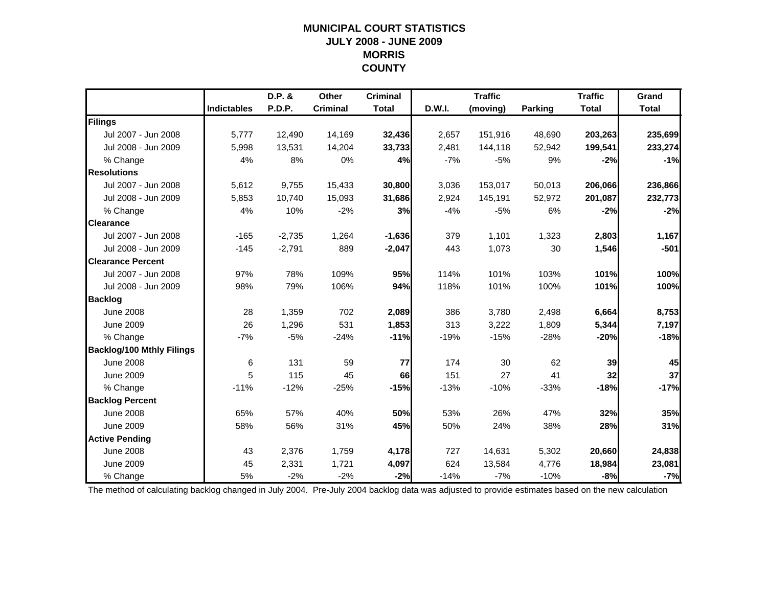# MUNICIPAL COURT STATISTICS
## JULY 2008 - JUNE 2009
## MORRIS COUNTY

| | Indictables | D.P. & P.D.P. | Other Criminal | Criminal Total | D.W.I. | Traffic (moving) | Parking | Traffic Total | Grand Total |
|---|---|---|---|---|---|---|---|---|---|
| **Filings** | | | | | | | | | |
| Jul 2007 - Jun 2008 | 5,777 | 12,490 | 14,169 | **32,436** | 2,657 | 151,916 | 48,690 | **203,263** | **235,699** |
| Jul 2008 - Jun 2009 | 5,998 | 13,531 | 14,204 | **33,733** | 2,481 | 144,118 | 52,942 | **199,541** | **233,274** |
| % Change | 4% | 8% | 0% | **4%** | -7% | -5% | 9% | **-2%** | **-1%** |
| **Resolutions** | | | | | | | | | |
| Jul 2007 - Jun 2008 | 5,612 | 9,755 | 15,433 | **30,800** | 3,036 | 153,017 | 50,013 | **206,066** | **236,866** |
| Jul 2008 - Jun 2009 | 5,853 | 10,740 | 15,093 | **31,686** | 2,924 | 145,191 | 52,972 | **201,087** | **232,773** |
| % Change | 4% | 10% | -2% | **3%** | -4% | -5% | 6% | **-2%** | **-2%** |
| **Clearance** | | | | | | | | | |
| Jul 2007 - Jun 2008 | -165 | -2,735 | 1,264 | **-1,636** | 379 | 1,101 | 1,323 | **2,803** | **1,167** |
| Jul 2008 - Jun 2009 | -145 | -2,791 | 889 | **-2,047** | 443 | 1,073 | 30 | **1,546** | **-501** |
| **Clearance Percent** | | | | | | | | | |
| Jul 2007 - Jun 2008 | 97% | 78% | 109% | **95%** | 114% | 101% | 103% | **101%** | **100%** |
| Jul 2008 - Jun 2009 | 98% | 79% | 106% | **94%** | 118% | 101% | 100% | **101%** | **100%** |
| **Backlog** | | | | | | | | | |
| June 2008 | 28 | 1,359 | 702 | **2,089** | 386 | 3,780 | 2,498 | **6,664** | **8,753** |
| June 2009 | 26 | 1,296 | 531 | **1,853** | 313 | 3,222 | 1,809 | **5,344** | **7,197** |
| % Change | -7% | -5% | -24% | **-11%** | -19% | -15% | -28% | **-20%** | **-18%** |
| **Backlog/100 Mthly Filings** | | | | | | | | | |
| June 2008 | 6 | 131 | 59 | **77** | 174 | 30 | 62 | **39** | **45** |
| June 2009 | 5 | 115 | 45 | **66** | 151 | 27 | 41 | **32** | **37** |
| % Change | -11% | -12% | -25% | **-15%** | -13% | -10% | -33% | **-18%** | **-17%** |
| **Backlog Percent** | | | | | | | | | |
| June 2008 | 65% | 57% | 40% | **50%** | 53% | 26% | 47% | **32%** | **35%** |
| June 2009 | 58% | 56% | 31% | **45%** | 50% | 24% | 38% | **28%** | **31%** |
| **Active Pending** | | | | | | | | | |
| June 2008 | 43 | 2,376 | 1,759 | **4,178** | 727 | 14,631 | 5,302 | **20,660** | **24,838** |
| June 2009 | 45 | 2,331 | 1,721 | **4,097** | 624 | 13,584 | 4,776 | **18,984** | **23,081** |
| % Change | 5% | -2% | -2% | **-2%** | -14% | -7% | -10% | **-8%** | **-7%** |

The method of calculating backlog changed in July 2004. Pre-July 2004 backlog data was adjusted to provide estimates based on the new calculation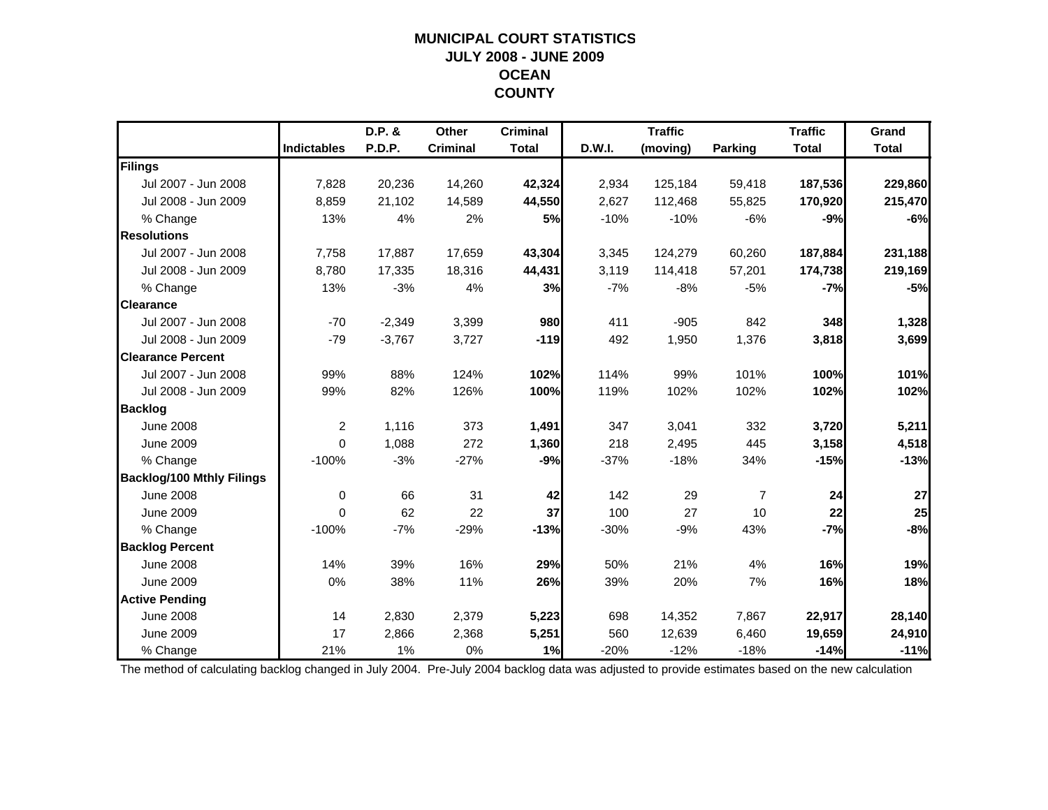# MUNICIPAL COURT STATISTICS
## JULY 2008 - JUNE 2009
## OCEAN
## COUNTY

| | Indictables | D.P. & P.D.P. | Other Criminal | Criminal Total | D.W.I. | Traffic (moving) | Parking | Traffic Total | Grand Total |
|---|---|---|---|---|---|---|---|---|---|
| **Filings** | | | | | | | | | |
| Jul 2007 - Jun 2008 | 7,828 | 20,236 | 14,260 | **42,324** | 2,934 | 125,184 | 59,418 | **187,536** | **229,860** |
| Jul 2008 - Jun 2009 | 8,859 | 21,102 | 14,589 | **44,550** | 2,627 | 112,468 | 55,825 | **170,920** | **215,470** |
| % Change | 13% | 4% | 2% | **5%** | -10% | -10% | -6% | **-9%** | **-6%** |
| **Resolutions** | | | | | | | | | |
| Jul 2007 - Jun 2008 | 7,758 | 17,887 | 17,659 | **43,304** | 3,345 | 124,279 | 60,260 | **187,884** | **231,188** |
| Jul 2008 - Jun 2009 | 8,780 | 17,335 | 18,316 | **44,431** | 3,119 | 114,418 | 57,201 | **174,738** | **219,169** |
| % Change | 13% | -3% | 4% | **3%** | -7% | -8% | -5% | **-7%** | **-5%** |
| **Clearance** | | | | | | | | | |
| Jul 2007 - Jun 2008 | -70 | -2,349 | 3,399 | **980** | 411 | -905 | 842 | **348** | **1,328** |
| Jul 2008 - Jun 2009 | -79 | -3,767 | 3,727 | **-119** | 492 | 1,950 | 1,376 | **3,818** | **3,699** |
| **Clearance Percent** | | | | | | | | | |
| Jul 2007 - Jun 2008 | 99% | 88% | 124% | **102%** | 114% | 99% | 101% | **100%** | **101%** |
| Jul 2008 - Jun 2009 | 99% | 82% | 126% | **100%** | 119% | 102% | 102% | **102%** | **102%** |
| **Backlog** | | | | | | | | | |
| June 2008 | 2 | 1,116 | 373 | **1,491** | 347 | 3,041 | 332 | **3,720** | **5,211** |
| June 2009 | 0 | 1,088 | 272 | **1,360** | 218 | 2,495 | 445 | **3,158** | **4,518** |
| % Change | -100% | -3% | -27% | **-9%** | -37% | -18% | 34% | **-15%** | **-13%** |
| **Backlog/100 Mthly Filings** | | | | | | | | | |
| June 2008 | 0 | 66 | 31 | **42** | 142 | 29 | 7 | **24** | **27** |
| June 2009 | 0 | 62 | 22 | **37** | 100 | 27 | 10 | **22** | **25** |
| % Change | -100% | -7% | -29% | **-13%** | -30% | -9% | 43% | **-7%** | **-8%** |
| **Backlog Percent** | | | | | | | | | |
| June 2008 | 14% | 39% | 16% | **29%** | 50% | 21% | 4% | **16%** | **19%** |
| June 2009 | 0% | 38% | 11% | **26%** | 39% | 20% | 7% | **16%** | **18%** |
| **Active Pending** | | | | | | | | | |
| June 2008 | 14 | 2,830 | 2,379 | **5,223** | 698 | 14,352 | 7,867 | **22,917** | **28,140** |
| June 2009 | 17 | 2,866 | 2,368 | **5,251** | 560 | 12,639 | 6,460 | **19,659** | **24,910** |
| % Change | 21% | 1% | 0% | **1%** | -20% | -12% | -18% | **-14%** | **-11%** |

The method of calculating backlog changed in July 2004. Pre-July 2004 backlog data was adjusted to provide estimates based on the new calculation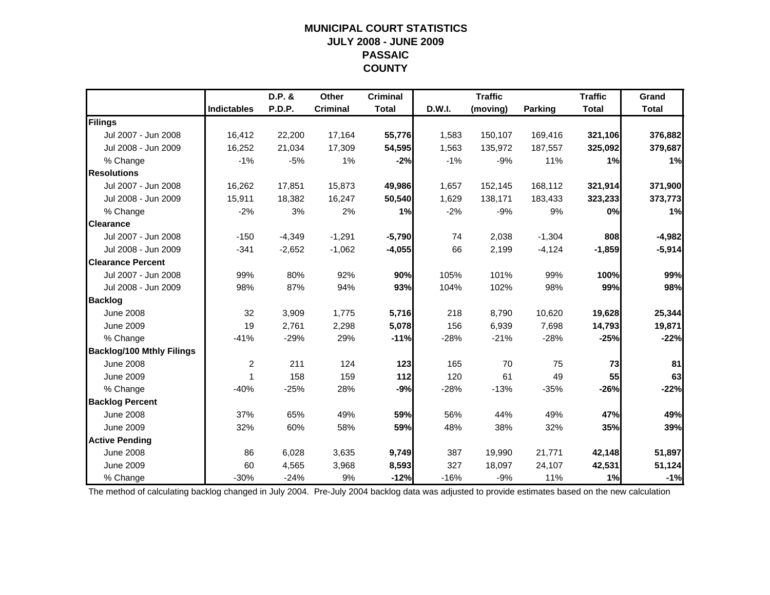# MUNICIPAL COURT STATISTICS
## JULY 2008 - JUNE 2009
## PASSAIC COUNTY

| | Indictables | D.P. & P.D.P. | Other Criminal | Criminal Total | D.W.I. | Traffic (moving) | Parking | Traffic Total | Grand Total |
|---|---|---|---|---|---|---|---|---|---|
| **Filings** | | | | | | | | | |
| Jul 2007 - Jun 2008 | 16,412 | 22,200 | 17,164 | **55,776** | 1,583 | 150,107 | 169,416 | **321,106** | **376,882** |
| Jul 2008 - Jun 2009 | 16,252 | 21,034 | 17,309 | **54,595** | 1,563 | 135,972 | 187,557 | **325,092** | **379,687** |
| % Change | -1% | -5% | 1% | **-2%** | -1% | -9% | 11% | **1%** | **1%** |
| **Resolutions** | | | | | | | | | |
| Jul 2007 - Jun 2008 | 16,262 | 17,851 | 15,873 | **49,986** | 1,657 | 152,145 | 168,112 | **321,914** | **371,900** |
| Jul 2008 - Jun 2009 | 15,911 | 18,382 | 16,247 | **50,540** | 1,629 | 138,171 | 183,433 | **323,233** | **373,773** |
| % Change | -2% | 3% | 2% | **1%** | -2% | -9% | 9% | **0%** | **1%** |
| **Clearance** | | | | | | | | | |
| Jul 2007 - Jun 2008 | -150 | -4,349 | -1,291 | **-5,790** | 74 | 2,038 | -1,304 | **808** | **-4,982** |
| Jul 2008 - Jun 2009 | -341 | -2,652 | -1,062 | **-4,055** | 66 | 2,199 | -4,124 | **-1,859** | **-5,914** |
| **Clearance Percent** | | | | | | | | | |
| Jul 2007 - Jun 2008 | 99% | 80% | 92% | **90%** | 105% | 101% | 99% | **100%** | **99%** |
| Jul 2008 - Jun 2009 | 98% | 87% | 94% | **93%** | 104% | 102% | 98% | **99%** | **98%** |
| **Backlog** | | | | | | | | | |
| June 2008 | 32 | 3,909 | 1,775 | **5,716** | 218 | 8,790 | 10,620 | **19,628** | **25,344** |
| June 2009 | 19 | 2,761 | 2,298 | **5,078** | 156 | 6,939 | 7,698 | **14,793** | **19,871** |
| % Change | -41% | -29% | 29% | **-11%** | -28% | -21% | -28% | **-25%** | **-22%** |
| **Backlog/100 Mthly Filings** | | | | | | | | | |
| June 2008 | 2 | 211 | 124 | **123** | 165 | 70 | 75 | **73** | **81** |
| June 2009 | 1 | 158 | 159 | **112** | 120 | 61 | 49 | **55** | **63** |
| % Change | -40% | -25% | 28% | **-9%** | -28% | -13% | -35% | **-26%** | **-22%** |
| **Backlog Percent** | | | | | | | | | |
| June 2008 | 37% | 65% | 49% | **59%** | 56% | 44% | 49% | **47%** | **49%** |
| June 2009 | 32% | 60% | 58% | **59%** | 48% | 38% | 32% | **35%** | **39%** |
| **Active Pending** | | | | | | | | | |
| June 2008 | 86 | 6,028 | 3,635 | **9,749** | 387 | 19,990 | 21,771 | **42,148** | **51,897** |
| June 2009 | 60 | 4,565 | 3,968 | **8,593** | 327 | 18,097 | 24,107 | **42,531** | **51,124** |
| % Change | -30% | -24% | 9% | **-12%** | -16% | -9% | 11% | **1%** | **-1%** |

The method of calculating backlog changed in July 2004. Pre-July 2004 backlog data was adjusted to provide estimates based on the new calculation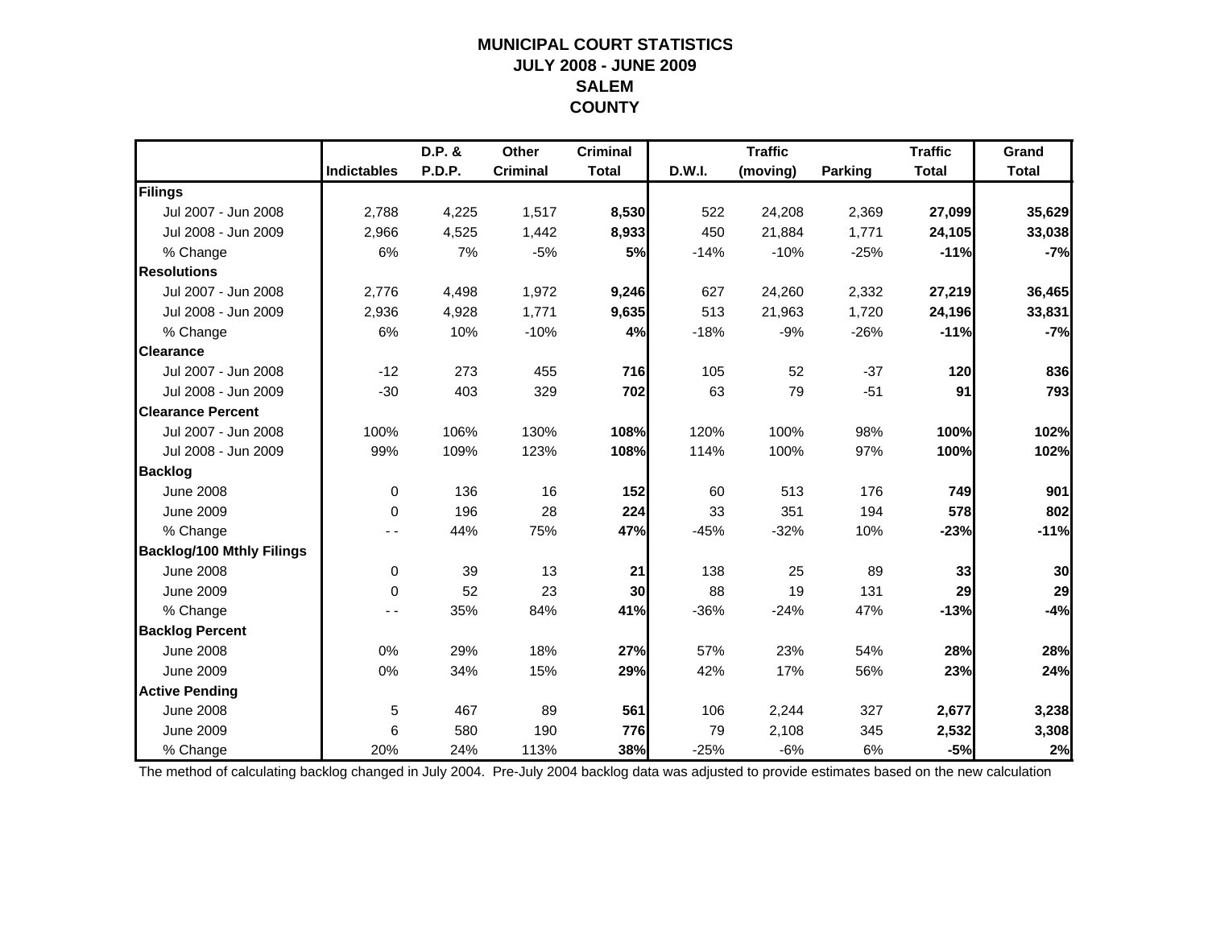# MUNICIPAL COURT STATISTICS
## JULY 2008 - JUNE 2009
## SALEM
## COUNTY

| | Indictables | D.P. & P.D.P. | Other Criminal | Criminal Total | D.W.I. | Traffic (moving) | Parking | Traffic Total | Grand Total |
|---|---|---|---|---|---|---|---|---|---|
| **Filings** | | | | | | | | | |
| Jul 2007 - Jun 2008 | 2,788 | 4,225 | 1,517 | **8,530** | 522 | 24,208 | 2,369 | **27,099** | **35,629** |
| Jul 2008 - Jun 2009 | 2,966 | 4,525 | 1,442 | **8,933** | 450 | 21,884 | 1,771 | **24,105** | **33,038** |
| % Change | 6% | 7% | -5% | **5%** | -14% | -10% | -25% | **-11%** | **-7%** |
| **Resolutions** | | | | | | | | | |
| Jul 2007 - Jun 2008 | 2,776 | 4,498 | 1,972 | **9,246** | 627 | 24,260 | 2,332 | **27,219** | **36,465** |
| Jul 2008 - Jun 2009 | 2,936 | 4,928 | 1,771 | **9,635** | 513 | 21,963 | 1,720 | **24,196** | **33,831** |
| % Change | 6% | 10% | -10% | **4%** | -18% | -9% | -26% | **-11%** | **-7%** |
| **Clearance** | | | | | | | | | |
| Jul 2007 - Jun 2008 | -12 | 273 | 455 | **716** | 105 | 52 | -37 | **120** | **836** |
| Jul 2008 - Jun 2009 | -30 | 403 | 329 | **702** | 63 | 79 | -51 | **91** | **793** |
| **Clearance Percent** | | | | | | | | | |
| Jul 2007 - Jun 2008 | 100% | 106% | 130% | **108%** | 120% | 100% | 98% | **100%** | **102%** |
| Jul 2008 - Jun 2009 | 99% | 109% | 123% | **108%** | 114% | 100% | 97% | **100%** | **102%** |
| **Backlog** | | | | | | | | | |
| June 2008 | 0 | 136 | 16 | **152** | 60 | 513 | 176 | **749** | **901** |
| June 2009 | 0 | 196 | 28 | **224** | 33 | 351 | 194 | **578** | **802** |
| % Change | - - | 44% | 75% | **47%** | -45% | -32% | 10% | **-23%** | **-11%** |
| **Backlog/100 Mthly Filings** | | | | | | | | | |
| June 2008 | 0 | 39 | 13 | **21** | 138 | 25 | 89 | **33** | **30** |
| June 2009 | 0 | 52 | 23 | **30** | 88 | 19 | 131 | **29** | **29** |
| % Change | - - | 35% | 84% | **41%** | -36% | -24% | 47% | **-13%** | **-4%** |
| **Backlog Percent** | | | | | | | | | |
| June 2008 | 0% | 29% | 18% | **27%** | 57% | 23% | 54% | **28%** | **28%** |
| June 2009 | 0% | 34% | 15% | **29%** | 42% | 17% | 56% | **23%** | **24%** |
| **Active Pending** | | | | | | | | | |
| June 2008 | 5 | 467 | 89 | **561** | 106 | 2,244 | 327 | **2,677** | **3,238** |
| June 2009 | 6 | 580 | 190 | **776** | 79 | 2,108 | 345 | **2,532** | **3,308** |
| % Change | 20% | 24% | 113% | **38%** | -25% | -6% | 6% | **-5%** | **2%** |

The method of calculating backlog changed in July 2004. Pre-July 2004 backlog data was adjusted to provide estimates based on the new calculation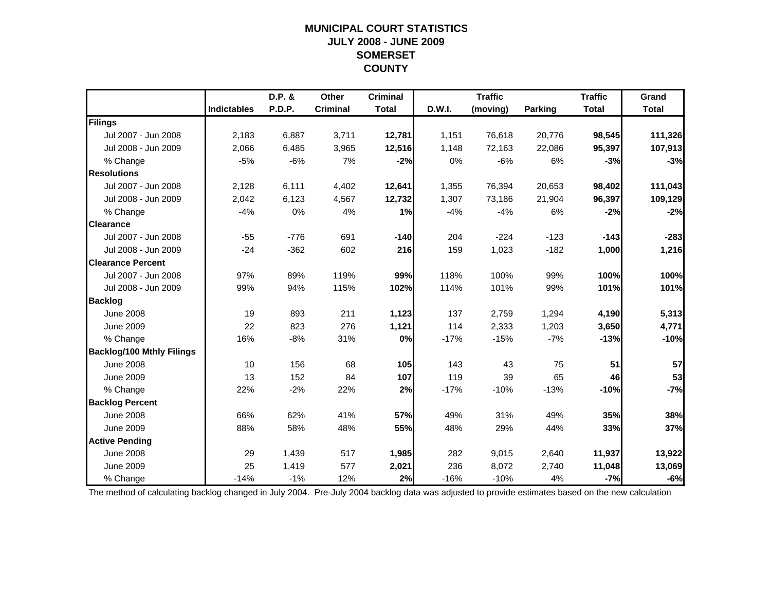# MUNICIPAL COURT STATISTICS
# JULY 2008 - JUNE 2009
# SOMERSET
# COUNTY

| | Indictables | D.P. & P.D.P. | Other Criminal | Criminal Total | D.W.I. | Traffic (moving) | Parking | Traffic Total | Grand Total |
|---|---|---|---|---|---|---|---|---|---|
| **Filings** | | | | | | | | | |
| Jul 2007 - Jun 2008 | 2,183 | 6,887 | 3,711 | **12,781** | 1,151 | 76,618 | 20,776 | **98,545** | **111,326** |
| Jul 2008 - Jun 2009 | 2,066 | 6,485 | 3,965 | **12,516** | 1,148 | 72,163 | 22,086 | **95,397** | **107,913** |
| % Change | -5% | -6% | 7% | **-2%** | 0% | -6% | 6% | **-3%** | **-3%** |
| **Resolutions** | | | | | | | | | |
| Jul 2007 - Jun 2008 | 2,128 | 6,111 | 4,402 | **12,641** | 1,355 | 76,394 | 20,653 | **98,402** | **111,043** |
| Jul 2008 - Jun 2009 | 2,042 | 6,123 | 4,567 | **12,732** | 1,307 | 73,186 | 21,904 | **96,397** | **109,129** |
| % Change | -4% | 0% | 4% | **1%** | -4% | -4% | 6% | **-2%** | **-2%** |
| **Clearance** | | | | | | | | | |
| Jul 2007 - Jun 2008 | -55 | -776 | 691 | **-140** | 204 | -224 | -123 | **-143** | **-283** |
| Jul 2008 - Jun 2009 | -24 | -362 | 602 | **216** | 159 | 1,023 | -182 | **1,000** | **1,216** |
| **Clearance Percent** | | | | | | | | | |
| Jul 2007 - Jun 2008 | 97% | 89% | 119% | **99%** | 118% | 100% | 99% | **100%** | **100%** |
| Jul 2008 - Jun 2009 | 99% | 94% | 115% | **102%** | 114% | 101% | 99% | **101%** | **101%** |
| **Backlog** | | | | | | | | | |
| June 2008 | 19 | 893 | 211 | **1,123** | 137 | 2,759 | 1,294 | **4,190** | **5,313** |
| June 2009 | 22 | 823 | 276 | **1,121** | 114 | 2,333 | 1,203 | **3,650** | **4,771** |
| % Change | 16% | -8% | 31% | **0%** | -17% | -15% | -7% | **-13%** | **-10%** |
| **Backlog/100 Mthly Filings** | | | | | | | | | |
| June 2008 | 10 | 156 | 68 | **105** | 143 | 43 | 75 | **51** | **57** |
| June 2009 | 13 | 152 | 84 | **107** | 119 | 39 | 65 | **46** | **53** |
| % Change | 22% | -2% | 22% | **2%** | -17% | -10% | -13% | **-10%** | **-7%** |
| **Backlog Percent** | | | | | | | | | |
| June 2008 | 66% | 62% | 41% | **57%** | 49% | 31% | 49% | **35%** | **38%** |
| June 2009 | 88% | 58% | 48% | **55%** | 48% | 29% | 44% | **33%** | **37%** |
| **Active Pending** | | | | | | | | | |
| June 2008 | 29 | 1,439 | 517 | **1,985** | 282 | 9,015 | 2,640 | **11,937** | **13,922** |
| June 2009 | 25 | 1,419 | 577 | **2,021** | 236 | 8,072 | 2,740 | **11,048** | **13,069** |
| % Change | -14% | -1% | 12% | **2%** | -16% | -10% | 4% | **-7%** | **-6%** |

The method of calculating backlog changed in July 2004. Pre-July 2004 backlog data was adjusted to provide estimates based on the new calculation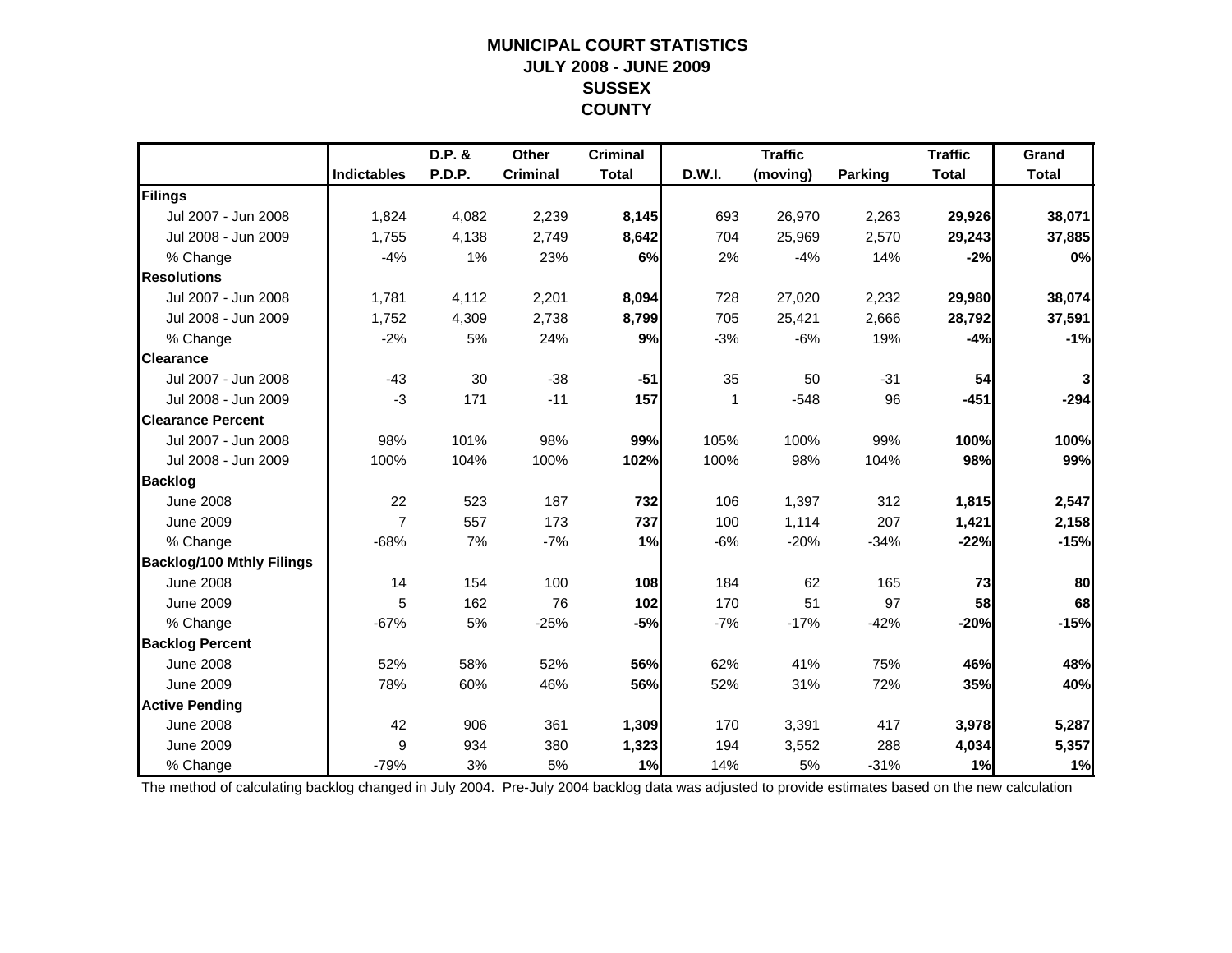# MUNICIPAL COURT STATISTICS
## JULY 2008 - JUNE 2009
## SUSSEX COUNTY

| | Indictables | D.P. & P.D.P. | Other Criminal | Criminal Total | D.W.I. | Traffic (moving) | Parking | Traffic Total | Grand Total |
|---|---|---|---|---|---|---|---|---|---|
| **Filings** | | | | | | | | | |
| Jul 2007 - Jun 2008 | 1,824 | 4,082 | 2,239 | **8,145** | 693 | 26,970 | 2,263 | **29,926** | **38,071** |
| Jul 2008 - Jun 2009 | 1,755 | 4,138 | 2,749 | **8,642** | 704 | 25,969 | 2,570 | **29,243** | **37,885** |
| % Change | -4% | 1% | 23% | **6%** | 2% | -4% | 14% | **-2%** | **0%** |
| **Resolutions** | | | | | | | | | |
| Jul 2007 - Jun 2008 | 1,781 | 4,112 | 2,201 | **8,094** | 728 | 27,020 | 2,232 | **29,980** | **38,074** |
| Jul 2008 - Jun 2009 | 1,752 | 4,309 | 2,738 | **8,799** | 705 | 25,421 | 2,666 | **28,792** | **37,591** |
| % Change | -2% | 5% | 24% | **9%** | -3% | -6% | 19% | **-4%** | **-1%** |
| **Clearance** | | | | | | | | | |
| Jul 2007 - Jun 2008 | -43 | 30 | -38 | **-51** | 35 | 50 | -31 | **54** | **3** |
| Jul 2008 - Jun 2009 | -3 | 171 | -11 | **157** | 1 | -548 | 96 | **-451** | **-294** |
| **Clearance Percent** | | | | | | | | | |
| Jul 2007 - Jun 2008 | 98% | 101% | 98% | **99%** | 105% | 100% | 99% | **100%** | **100%** |
| Jul 2008 - Jun 2009 | 100% | 104% | 100% | **102%** | 100% | 98% | 104% | **98%** | **99%** |
| **Backlog** | | | | | | | | | |
| June 2008 | 22 | 523 | 187 | **732** | 106 | 1,397 | 312 | **1,815** | **2,547** |
| June 2009 | 7 | 557 | 173 | **737** | 100 | 1,114 | 207 | **1,421** | **2,158** |
| % Change | -68% | 7% | -7% | **1%** | -6% | -20% | -34% | **-22%** | **-15%** |
| **Backlog/100 Mthly Filings** | | | | | | | | | |
| June 2008 | 14 | 154 | 100 | **108** | 184 | 62 | 165 | **73** | **80** |
| June 2009 | 5 | 162 | 76 | **102** | 170 | 51 | 97 | **58** | **68** |
| % Change | -67% | 5% | -25% | **-5%** | -7% | -17% | -42% | **-20%** | **-15%** |
| **Backlog Percent** | | | | | | | | | |
| June 2008 | 52% | 58% | 52% | **56%** | 62% | 41% | 75% | **46%** | **48%** |
| June 2009 | 78% | 60% | 46% | **56%** | 52% | 31% | 72% | **35%** | **40%** |
| **Active Pending** | | | | | | | | | |
| June 2008 | 42 | 906 | 361 | **1,309** | 170 | 3,391 | 417 | **3,978** | **5,287** |
| June 2009 | 9 | 934 | 380 | **1,323** | 194 | 3,552 | 288 | **4,034** | **5,357** |
| % Change | -79% | 3% | 5% | **1%** | 14% | 5% | -31% | **1%** | **1%** |

The method of calculating backlog changed in July 2004. Pre-July 2004 backlog data was adjusted to provide estimates based on the new calculation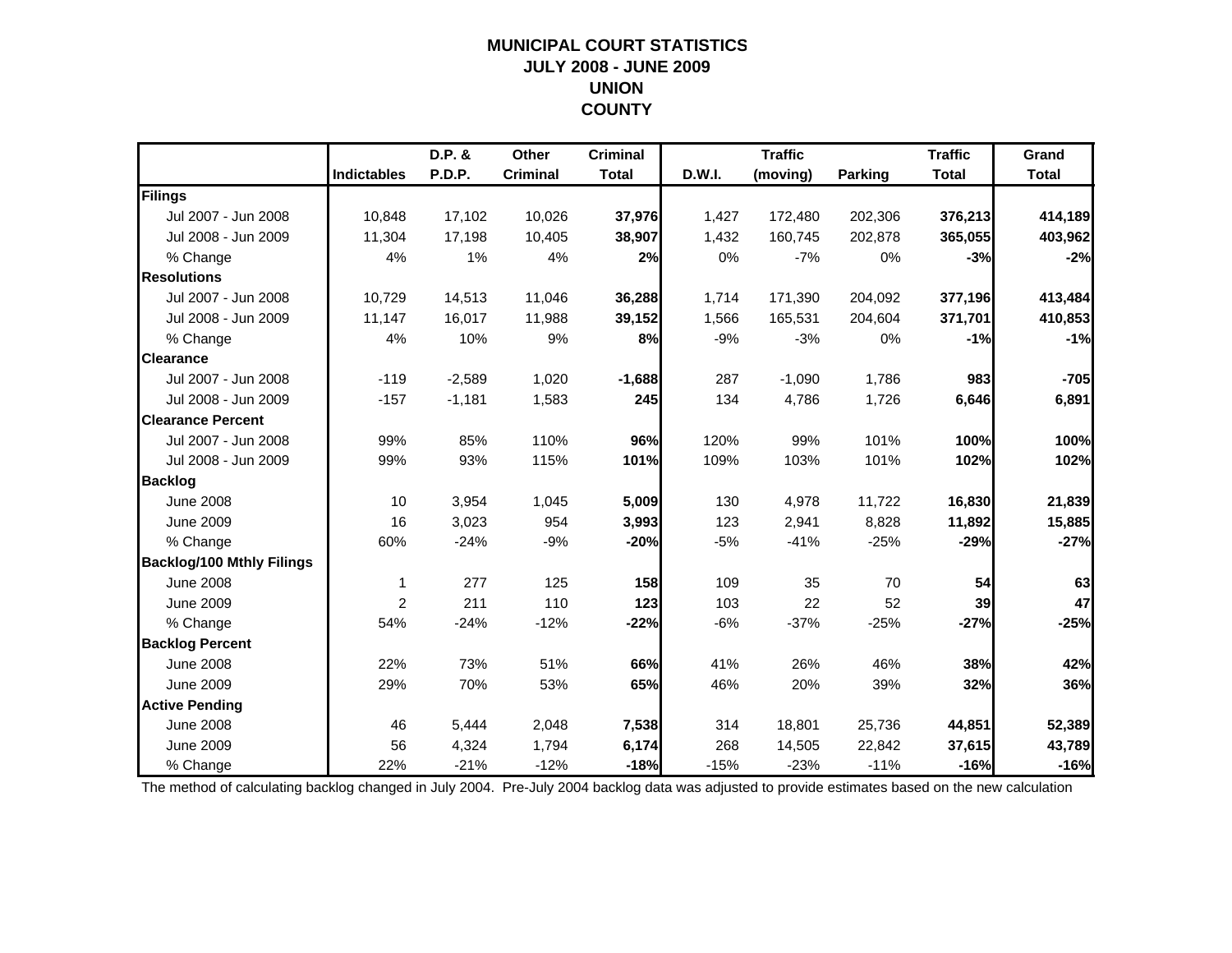# MUNICIPAL COURT STATISTICS
## JULY 2008 - JUNE 2009
## UNION
## COUNTY

| | Indictables | D.P. & P.D.P. | Other Criminal | Criminal Total | D.W.I. | Traffic (moving) | Parking | Traffic Total | Grand Total |
|---|---|---|---|---|---|---|---|---|---|
| **Filings** | | | | | | | | | |
| Jul 2007 - Jun 2008 | 10,848 | 17,102 | 10,026 | **37,976** | 1,427 | 172,480 | 202,306 | **376,213** | **414,189** |
| Jul 2008 - Jun 2009 | 11,304 | 17,198 | 10,405 | **38,907** | 1,432 | 160,745 | 202,878 | **365,055** | **403,962** |
| % Change | 4% | 1% | 4% | **2%** | 0% | -7% | 0% | **-3%** | **-2%** |
| **Resolutions** | | | | | | | | | |
| Jul 2007 - Jun 2008 | 10,729 | 14,513 | 11,046 | **36,288** | 1,714 | 171,390 | 204,092 | **377,196** | **413,484** |
| Jul 2008 - Jun 2009 | 11,147 | 16,017 | 11,988 | **39,152** | 1,566 | 165,531 | 204,604 | **371,701** | **410,853** |
| % Change | 4% | 10% | 9% | **8%** | -9% | -3% | 0% | **-1%** | **-1%** |
| **Clearance** | | | | | | | | | |
| Jul 2007 - Jun 2008 | -119 | -2,589 | 1,020 | **-1,688** | 287 | -1,090 | 1,786 | **983** | **-705** |
| Jul 2008 - Jun 2009 | -157 | -1,181 | 1,583 | **245** | 134 | 4,786 | 1,726 | **6,646** | **6,891** |
| **Clearance Percent** | | | | | | | | | |
| Jul 2007 - Jun 2008 | 99% | 85% | 110% | **96%** | 120% | 99% | 101% | **100%** | **100%** |
| Jul 2008 - Jun 2009 | 99% | 93% | 115% | **101%** | 109% | 103% | 101% | **102%** | **102%** |
| **Backlog** | | | | | | | | | |
| June 2008 | 10 | 3,954 | 1,045 | **5,009** | 130 | 4,978 | 11,722 | **16,830** | **21,839** |
| June 2009 | 16 | 3,023 | 954 | **3,993** | 123 | 2,941 | 8,828 | **11,892** | **15,885** |
| % Change | 60% | -24% | -9% | **-20%** | -5% | -41% | -25% | **-29%** | **-27%** |
| **Backlog/100 Mthly Filings** | | | | | | | | | |
| June 2008 | 1 | 277 | 125 | **158** | 109 | 35 | 70 | **54** | **63** |
| June 2009 | 2 | 211 | 110 | **123** | 103 | 22 | 52 | **39** | **47** |
| % Change | 54% | -24% | -12% | **-22%** | -6% | -37% | -25% | **-27%** | **-25%** |
| **Backlog Percent** | | | | | | | | | |
| June 2008 | 22% | 73% | 51% | **66%** | 41% | 26% | 46% | **38%** | **42%** |
| June 2009 | 29% | 70% | 53% | **65%** | 46% | 20% | 39% | **32%** | **36%** |
| **Active Pending** | | | | | | | | | |
| June 2008 | 46 | 5,444 | 2,048 | **7,538** | 314 | 18,801 | 25,736 | **44,851** | **52,389** |
| June 2009 | 56 | 4,324 | 1,794 | **6,174** | 268 | 14,505 | 22,842 | **37,615** | **43,789** |
| % Change | 22% | -21% | -12% | **-18%** | -15% | -23% | -11% | **-16%** | **-16%** |

The method of calculating backlog changed in July 2004. Pre-July 2004 backlog data was adjusted to provide estimates based on the new calculation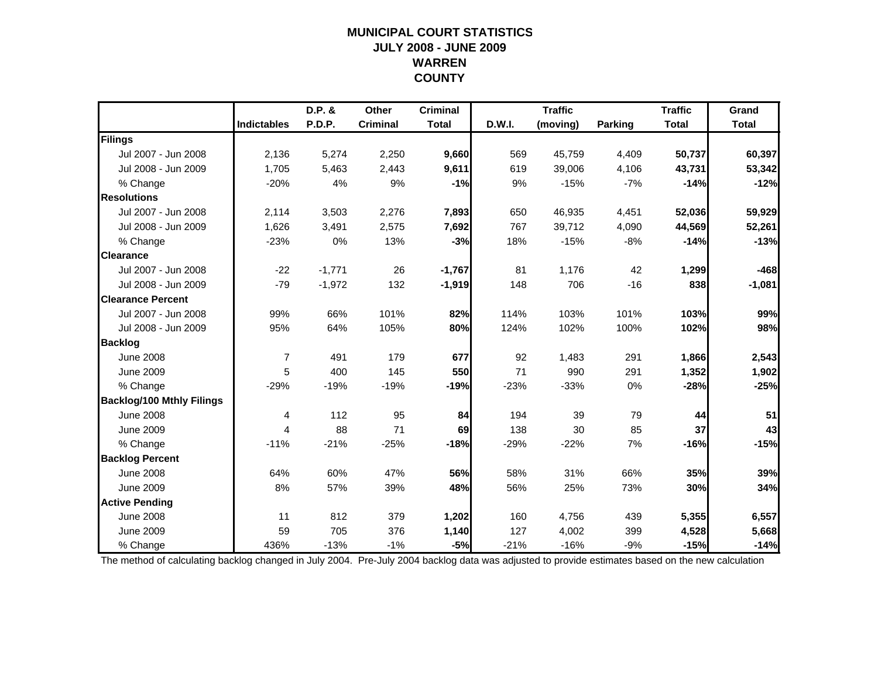# MUNICIPAL COURT STATISTICS
## JULY 2008 - JUNE 2009
## WARREN COUNTY

| | Indictables | D.P. & P.D.P. | Other Criminal | Criminal Total | D.W.I. | Traffic (moving) | Parking | Traffic Total | Grand Total |
|---|---|---|---|---|---|---|---|---|---|
| **Filings** | | | | | | | | | |
| Jul 2007 - Jun 2008 | 2,136 | 5,274 | 2,250 | **9,660** | 569 | 45,759 | 4,409 | **50,737** | **60,397** |
| Jul 2008 - Jun 2009 | 1,705 | 5,463 | 2,443 | **9,611** | 619 | 39,006 | 4,106 | **43,731** | **53,342** |
| % Change | -20% | 4% | 9% | **-1%** | 9% | -15% | -7% | **-14%** | **-12%** |
| **Resolutions** | | | | | | | | | |
| Jul 2007 - Jun 2008 | 2,114 | 3,503 | 2,276 | **7,893** | 650 | 46,935 | 4,451 | **52,036** | **59,929** |
| Jul 2008 - Jun 2009 | 1,626 | 3,491 | 2,575 | **7,692** | 767 | 39,712 | 4,090 | **44,569** | **52,261** |
| % Change | -23% | 0% | 13% | **-3%** | 18% | -15% | -8% | **-14%** | **-13%** |
| **Clearance** | | | | | | | | | |
| Jul 2007 - Jun 2008 | -22 | -1,771 | 26 | **-1,767** | 81 | 1,176 | 42 | **1,299** | **-468** |
| Jul 2008 - Jun 2009 | -79 | -1,972 | 132 | **-1,919** | 148 | 706 | -16 | **838** | **-1,081** |
| **Clearance Percent** | | | | | | | | | |
| Jul 2007 - Jun 2008 | 99% | 66% | 101% | **82%** | 114% | 103% | 101% | **103%** | **99%** |
| Jul 2008 - Jun 2009 | 95% | 64% | 105% | **80%** | 124% | 102% | 100% | **102%** | **98%** |
| **Backlog** | | | | | | | | | |
| June 2008 | 7 | 491 | 179 | **677** | 92 | 1,483 | 291 | **1,866** | **2,543** |
| June 2009 | 5 | 400 | 145 | **550** | 71 | 990 | 291 | **1,352** | **1,902** |
| % Change | -29% | -19% | -19% | **-19%** | -23% | -33% | 0% | **-28%** | **-25%** |
| **Backlog/100 Mthly Filings** | | | | | | | | | |
| June 2008 | 4 | 112 | 95 | **84** | 194 | 39 | 79 | **44** | **51** |
| June 2009 | 4 | 88 | 71 | **69** | 138 | 30 | 85 | **37** | **43** |
| % Change | -11% | -21% | -25% | **-18%** | -29% | -22% | 7% | **-16%** | **-15%** |
| **Backlog Percent** | | | | | | | | | |
| June 2008 | 64% | 60% | 47% | **56%** | 58% | 31% | 66% | **35%** | **39%** |
| June 2009 | 8% | 57% | 39% | **48%** | 56% | 25% | 73% | **30%** | **34%** |
| **Active Pending** | | | | | | | | | |
| June 2008 | 11 | 812 | 379 | **1,202** | 160 | 4,756 | 439 | **5,355** | **6,557** |
| June 2009 | 59 | 705 | 376 | **1,140** | 127 | 4,002 | 399 | **4,528** | **5,668** |
| % Change | 436% | -13% | -1% | **-5%** | -21% | -16% | -9% | **-15%** | **-14%** |

The method of calculating backlog changed in July 2004. Pre-July 2004 backlog data was adjusted to provide estimates based on the new calculation